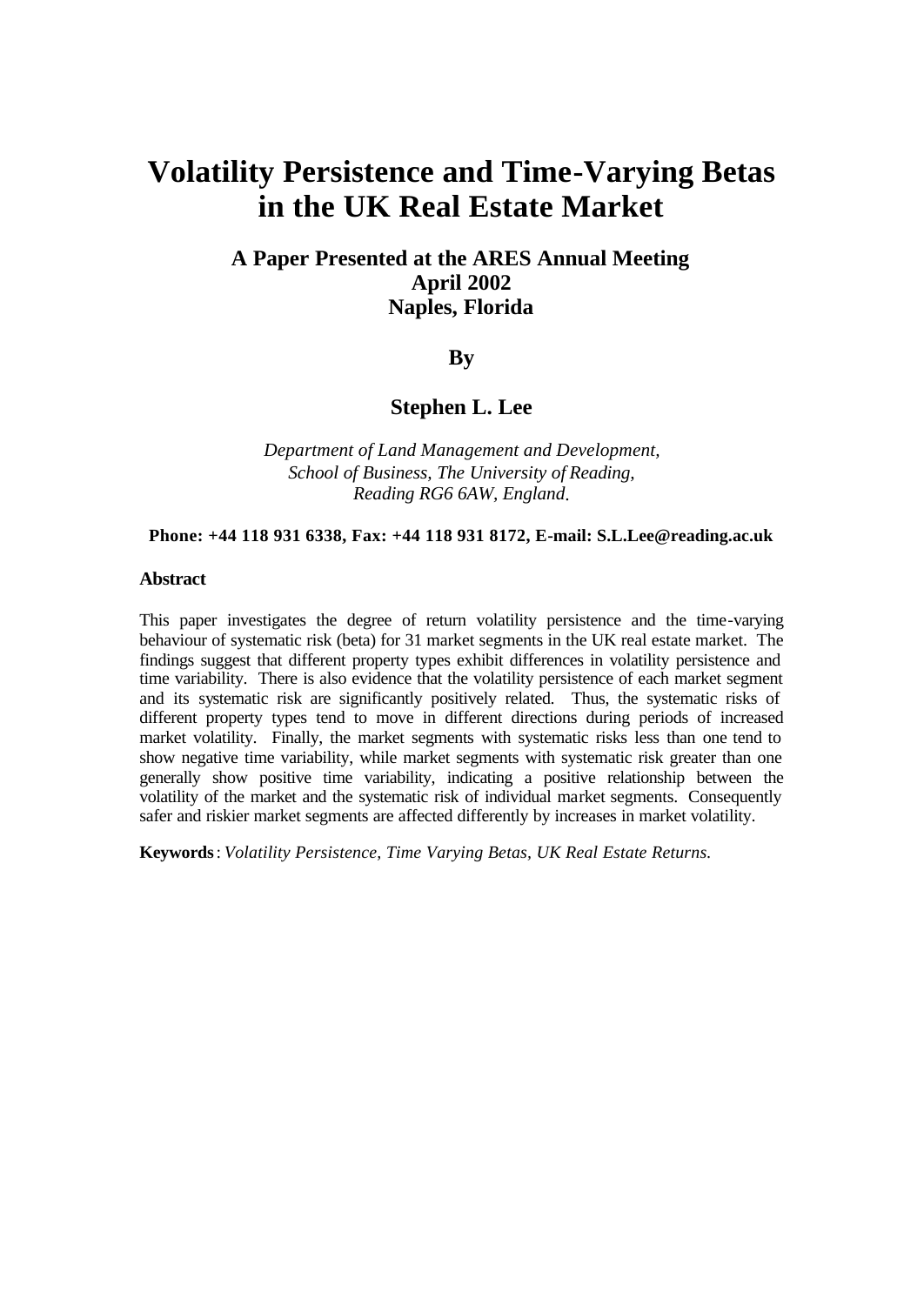# Volatility Persistence and Time-Varying Betas in the UK Real Estate Market

**A Paper Presented at the ARES Annual Meeting**
**April 2002**
**Naples, Florida**

**By**

**Stephen L. Lee**

*Department of Land Management and Development,*
*School of Business, The University of Reading,*
*Reading RG6 6AW, England.*

**Phone: +44 118 931 6338, Fax: +44 118 931 8172, E-mail: S.L.Lee@reading.ac.uk**

**Abstract**

This paper investigates the degree of return volatility persistence and the time-varying behaviour of systematic risk (beta) for 31 market segments in the UK real estate market. The findings suggest that different property types exhibit differences in volatility persistence and time variability. There is also evidence that the volatility persistence of each market segment and its systematic risk are significantly positively related. Thus, the systematic risks of different property types tend to move in different directions during periods of increased market volatility. Finally, the market segments with systematic risks less than one tend to show negative time variability, while market segments with systematic risk greater than one generally show positive time variability, indicating a positive relationship between the volatility of the market and the systematic risk of individual market segments. Consequently safer and riskier market segments are affected differently by increases in market volatility.

**Keywords**: *Volatility Persistence, Time Varying Betas, UK Real Estate Returns.*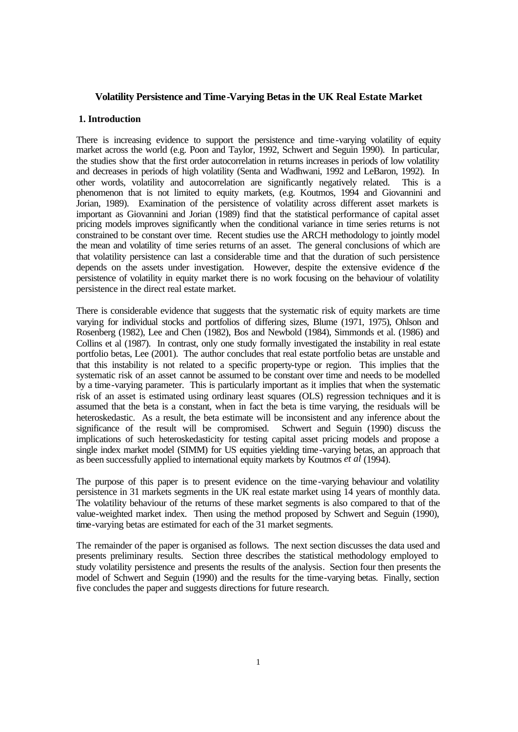### Volatility Persistence and Time-Varying Betas in the UK Real Estate Market

#### 1. Introduction

There is increasing evidence to support the persistence and time-varying volatility of equity market across the world (e.g. Poon and Taylor, 1992, Schwert and Seguin 1990). In particular, the studies show that the first order autocorrelation in returns increases in periods of low volatility and decreases in periods of high volatility (Senta and Wadhwani, 1992 and LeBaron, 1992). In other words, volatility and autocorrelation are significantly negatively related. This is a phenomenon that is not limited to equity markets, (e.g. Koutmos, 1994 and Giovannini and Jorian, 1989). Examination of the persistence of volatility across different asset markets is important as Giovannini and Jorian (1989) find that the statistical performance of capital asset pricing models improves significantly when the conditional variance in time series returns is not constrained to be constant over time. Recent studies use the ARCH methodology to jointly model the mean and volatility of time series returns of an asset. The general conclusions of which are that volatility persistence can last a considerable time and that the duration of such persistence depends on the assets under investigation. However, despite the extensive evidence of the persistence of volatility in equity market there is no work focusing on the behaviour of volatility persistence in the direct real estate market.

There is considerable evidence that suggests that the systematic risk of equity markets are time varying for individual stocks and portfolios of differing sizes, Blume (1971, 1975), Ohlson and Rosenberg (1982), Lee and Chen (1982), Bos and Newbold (1984), Simmonds et al. (1986) and Collins et al (1987). In contrast, only one study formally investigated the instability in real estate portfolio betas, Lee (2001). The author concludes that real estate portfolio betas are unstable and that this instability is not related to a specific property-type or region. This implies that the systematic risk of an asset cannot be assumed to be constant over time and needs to be modelled by a time-varying parameter. This is particularly important as it implies that when the systematic risk of an asset is estimated using ordinary least squares (OLS) regression techniques and it is assumed that the beta is a constant, when in fact the beta is time varying, the residuals will be heteroskedastic. As a result, the beta estimate will be inconsistent and any inference about the significance of the result will be compromised. Schwert and Seguin (1990) discuss the implications of such heteroskedasticity for testing capital asset pricing models and propose a single index market model (SIMM) for US equities yielding time-varying betas, an approach that as been successfully applied to international equity markets by Koutmos *et al* (1994).

The purpose of this paper is to present evidence on the time-varying behaviour and volatility persistence in 31 markets segments in the UK real estate market using 14 years of monthly data. The volatility behaviour of the returns of these market segments is also compared to that of the value-weighted market index. Then using the method proposed by Schwert and Seguin (1990), time-varying betas are estimated for each of the 31 market segments.

The remainder of the paper is organised as follows. The next section discusses the data used and presents preliminary results. Section three describes the statistical methodology employed to study volatility persistence and presents the results of the analysis. Section four then presents the model of Schwert and Seguin (1990) and the results for the time-varying betas. Finally, section five concludes the paper and suggests directions for future research.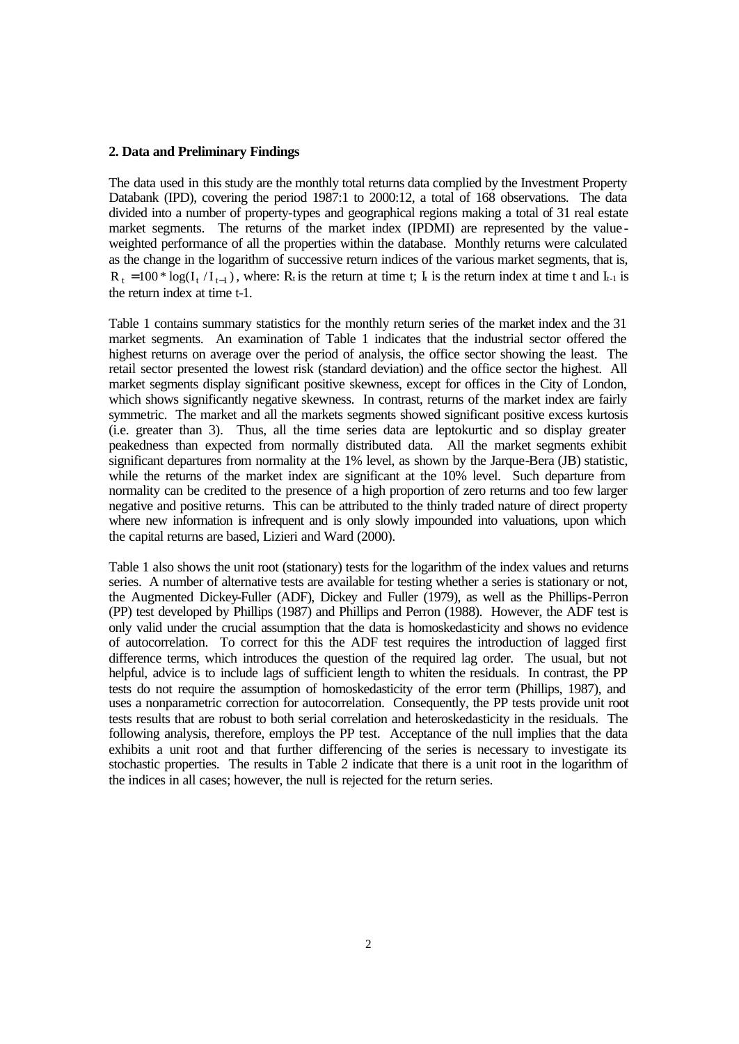## 2. Data and Preliminary Findings

The data used in this study are the monthly total returns data complied by the Investment Property Databank (IPD), covering the period 1987:1 to 2000:12, a total of 168 observations. The data divided into a number of property-types and geographical regions making a total of 31 real estate market segments. The returns of the market index (IPDMI) are represented by the value-weighted performance of all the properties within the database. Monthly returns were calculated as the change in the logarithm of successive return indices of the various market segments, that is, $R_t = 100 * \log(I_t / I_{t-1})$, where: $R_t$ is the return at time t; $I_t$ is the return index at time t and $I_{t-1}$ is the return index at time t-1.

Table 1 contains summary statistics for the monthly return series of the market index and the 31 market segments. An examination of Table 1 indicates that the industrial sector offered the highest returns on average over the period of analysis, the office sector showing the least. The retail sector presented the lowest risk (standard deviation) and the office sector the highest. All market segments display significant positive skewness, except for offices in the City of London, which shows significantly negative skewness. In contrast, returns of the market index are fairly symmetric. The market and all the markets segments showed significant positive excess kurtosis (i.e. greater than 3). Thus, all the time series data are leptokurtic and so display greater peakedness than expected from normally distributed data. All the market segments exhibit significant departures from normality at the 1% level, as shown by the Jarque-Bera (JB) statistic, while the returns of the market index are significant at the 10% level. Such departure from normality can be credited to the presence of a high proportion of zero returns and too few larger negative and positive returns. This can be attributed to the thinly traded nature of direct property where new information is infrequent and is only slowly impounded into valuations, upon which the capital returns are based, Lizieri and Ward (2000).

Table 1 also shows the unit root (stationary) tests for the logarithm of the index values and returns series. A number of alternative tests are available for testing whether a series is stationary or not, the Augmented Dickey-Fuller (ADF), Dickey and Fuller (1979), as well as the Phillips-Perron (PP) test developed by Phillips (1987) and Phillips and Perron (1988). However, the ADF test is only valid under the crucial assumption that the data is homoskedasticity and shows no evidence of autocorrelation. To correct for this the ADF test requires the introduction of lagged first difference terms, which introduces the question of the required lag order. The usual, but not helpful, advice is to include lags of sufficient length to whiten the residuals. In contrast, the PP tests do not require the assumption of homoskedasticity of the error term (Phillips, 1987), and uses a nonparametric correction for autocorrelation. Consequently, the PP tests provide unit root tests results that are robust to both serial correlation and heteroskedasticity in the residuals. The following analysis, therefore, employs the PP test. Acceptance of the null implies that the data exhibits a unit root and that further differencing of the series is necessary to investigate its stochastic properties. The results in Table 2 indicate that there is a unit root in the logarithm of the indices in all cases; however, the null is rejected for the return series.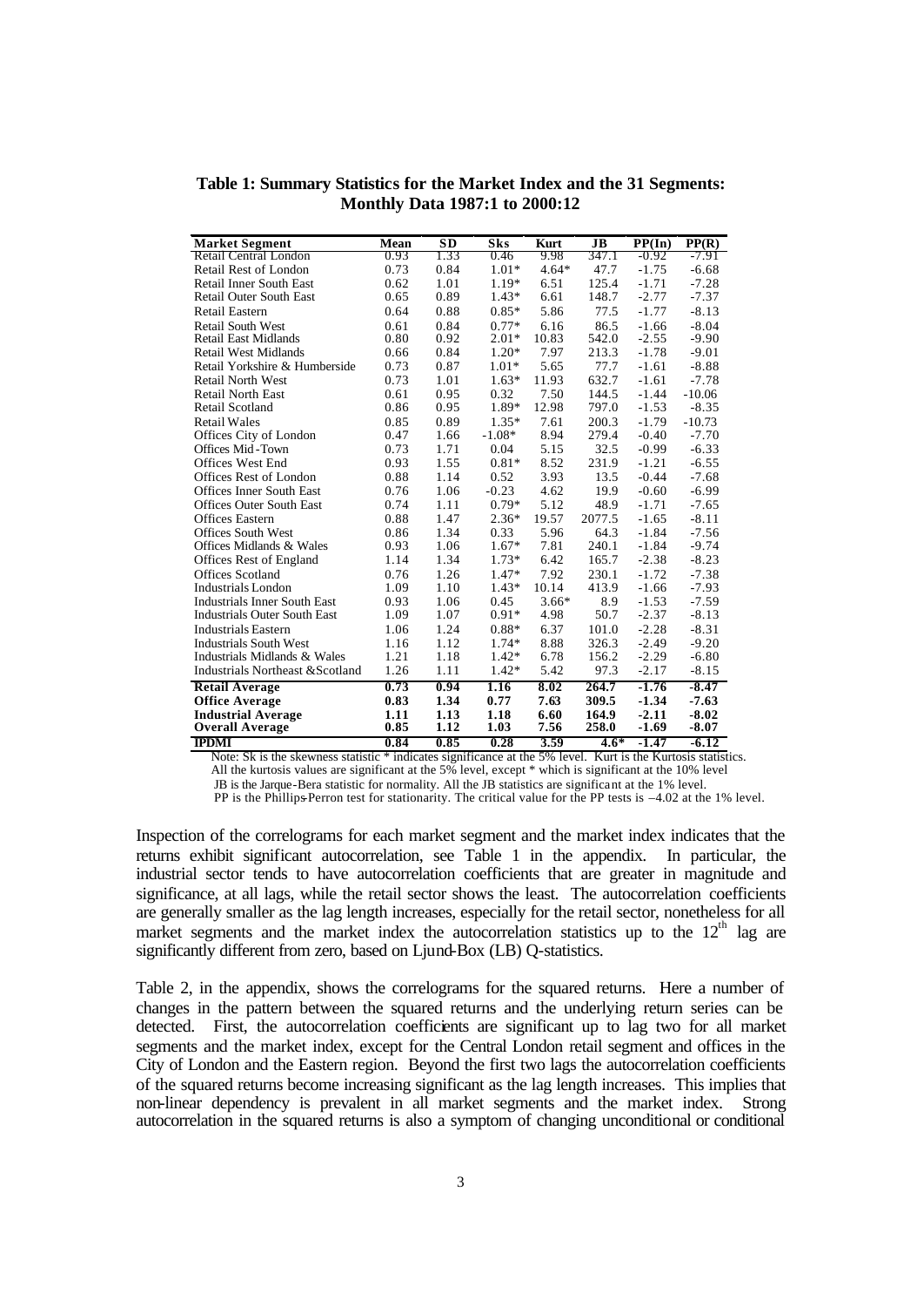**Table 1: Summary Statistics for the Market Index and the 31 Segments: Monthly Data 1987:1 to 2000:12**

| Market Segment | Mean | SD | Sks | Kurt | JB | PP(In) | PP(R) |
|---|---|---|---|---|---|---|---|
| Retail Central London | 0.93 | 1.33 | 0.46 | 9.98 | 347.1 | -0.92 | -7.91 |
| Retail Rest of London | 0.73 | 0.84 | 1.01* | 4.64* | 47.7 | -1.75 | -6.68 |
| Retail Inner South East | 0.62 | 1.01 | 1.19* | 6.51 | 125.4 | -1.71 | -7.28 |
| Retail Outer South East | 0.65 | 0.89 | 1.43* | 6.61 | 148.7 | -2.77 | -7.37 |
| Retail Eastern | 0.64 | 0.88 | 0.85* | 5.86 | 77.5 | -1.77 | -8.13 |
| Retail South West | 0.61 | 0.84 | 0.77* | 6.16 | 86.5 | -1.66 | -8.04 |
| Retail East Midlands | 0.80 | 0.92 | 2.01* | 10.83 | 542.0 | -2.55 | -9.90 |
| Retail West Midlands | 0.66 | 0.84 | 1.20* | 7.97 | 213.3 | -1.78 | -9.01 |
| Retail Yorkshire & Humberside | 0.73 | 0.87 | 1.01* | 5.65 | 77.7 | -1.61 | -8.88 |
| Retail North West | 0.73 | 1.01 | 1.63* | 11.93 | 632.7 | -1.61 | -7.78 |
| Retail North East | 0.61 | 0.95 | 0.32 | 7.50 | 144.5 | -1.44 | -10.06 |
| Retail Scotland | 0.86 | 0.95 | 1.89* | 12.98 | 797.0 | -1.53 | -8.35 |
| Retail Wales | 0.85 | 0.89 | 1.35* | 7.61 | 200.3 | -1.79 | -10.73 |
| Offices City of London | 0.47 | 1.66 | -1.08* | 8.94 | 279.4 | -0.40 | -7.70 |
| Offices Mid-Town | 0.73 | 1.71 | 0.04 | 5.15 | 32.5 | -0.99 | -6.33 |
| Offices West End | 0.93 | 1.55 | 0.81* | 8.52 | 231.9 | -1.21 | -6.55 |
| Offices Rest of London | 0.88 | 1.14 | 0.52 | 3.93 | 13.5 | -0.44 | -7.68 |
| Offices Inner South East | 0.76 | 1.06 | -0.23 | 4.62 | 19.9 | -0.60 | -6.99 |
| Offices Outer South East | 0.74 | 1.11 | 0.79* | 5.12 | 48.9 | -1.71 | -7.65 |
| Offices Eastern | 0.88 | 1.47 | 2.36* | 19.57 | 2077.5 | -1.65 | -8.11 |
| Offices South West | 0.86 | 1.34 | 0.33 | 5.96 | 64.3 | -1.84 | -7.56 |
| Offices Midlands & Wales | 0.93 | 1.06 | 1.67* | 7.81 | 240.1 | -1.84 | -9.74 |
| Offices Rest of England | 1.14 | 1.34 | 1.73* | 6.42 | 165.7 | -2.38 | -8.23 |
| Offices Scotland | 0.76 | 1.26 | 1.47* | 7.92 | 230.1 | -1.72 | -7.38 |
| Industrials London | 1.09 | 1.10 | 1.43* | 10.14 | 413.9 | -1.66 | -7.93 |
| Industrials Inner South East | 0.93 | 1.06 | 0.45 | 3.66* | 8.9 | -1.53 | -7.59 |
| Industrials Outer South East | 1.09 | 1.07 | 0.91* | 4.98 | 50.7 | -2.37 | -8.13 |
| Industrials Eastern | 1.06 | 1.24 | 0.88* | 6.37 | 101.0 | -2.28 | -8.31 |
| Industrials South West | 1.16 | 1.12 | 1.74* | 8.88 | 326.3 | -2.49 | -9.20 |
| Industrials Midlands & Wales | 1.21 | 1.18 | 1.42* | 6.78 | 156.2 | -2.29 | -6.80 |
| Industrials Northeast &Scotland | 1.26 | 1.11 | 1.42* | 5.42 | 97.3 | -2.17 | -8.15 |
| **Retail Average** | **0.73** | **0.94** | **1.16** | **8.02** | **264.7** | **-1.76** | **-8.47** |
| **Office Average** | **0.83** | **1.34** | **0.77** | **7.63** | **309.5** | **-1.34** | **-7.63** |
| **Industrial Average** | **1.11** | **1.13** | **1.18** | **6.60** | **164.9** | **-2.11** | **-8.02** |
| **Overall Average** | **0.85** | **1.12** | **1.03** | **7.56** | **258.0** | **-1.69** | **-8.07** |
| **IPDMI** | **0.84** | **0.85** | **0.28** | **3.59** | **4.6*** | **-1.47** | **-6.12** |

Note: Sk is the skewness statistic * indicates significance at the 5% level. Kurt is the Kurtosis statistics. All the kurtosis values are significant at the 5% level, except * which is significant at the 10% level JB is the Jarque-Bera statistic for normality. All the JB statistics are significant at the 1% level. PP is the Phillips-Perron test for stationarity. The critical value for the PP tests is –4.02 at the 1% level.

Inspection of the correlograms for each market segment and the market index indicates that the returns exhibit significant autocorrelation, see Table 1 in the appendix. In particular, the industrial sector tends to have autocorrelation coefficients that are greater in magnitude and significance, at all lags, while the retail sector shows the least. The autocorrelation coefficients are generally smaller as the lag length increases, especially for the retail sector, nonetheless for all market segments and the market index the autocorrelation statistics up to the 12$^{th}$ lag are significantly different from zero, based on Ljund-Box (LB) Q-statistics.

Table 2, in the appendix, shows the correlograms for the squared returns. Here a number of changes in the pattern between the squared returns and the underlying return series can be detected. First, the autocorrelation coefficients are significant up to lag two for all market segments and the market index, except for the Central London retail segment and offices in the City of London and the Eastern region. Beyond the first two lags the autocorrelation coefficients of the squared returns become increasing significant as the lag length increases. This implies that non-linear dependency is prevalent in all market segments and the market index. Strong autocorrelation in the squared returns is also a symptom of changing unconditional or conditional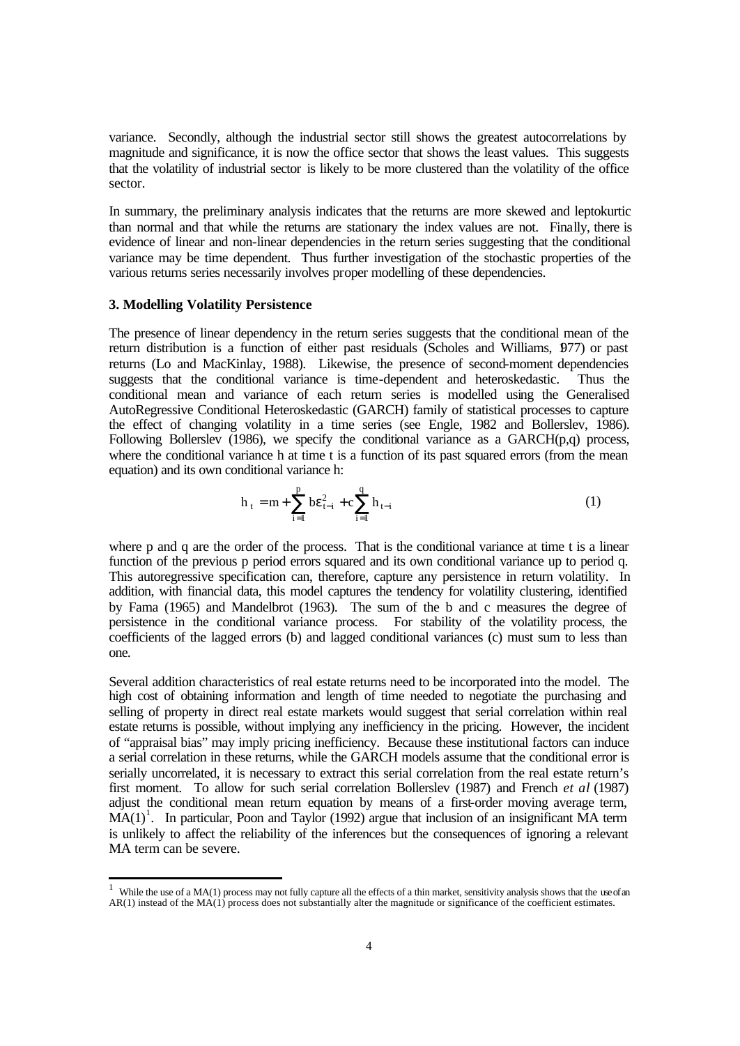variance. Secondly, although the industrial sector still shows the greatest autocorrelations by magnitude and significance, it is now the office sector that shows the least values. This suggests that the volatility of industrial sector is likely to be more clustered than the volatility of the office sector.

In summary, the preliminary analysis indicates that the returns are more skewed and leptokurtic than normal and that while the returns are stationary the index values are not. Finally, there is evidence of linear and non-linear dependencies in the return series suggesting that the conditional variance may be time dependent. Thus further investigation of the stochastic properties of the various returns series necessarily involves proper modelling of these dependencies.

### 3. Modelling Volatility Persistence

The presence of linear dependency in the return series suggests that the conditional mean of the return distribution is a function of either past residuals (Scholes and Williams, 1977) or past returns (Lo and MacKinlay, 1988). Likewise, the presence of second-moment dependencies suggests that the conditional variance is time-dependent and heteroskedastic. Thus the conditional mean and variance of each return series is modelled using the Generalised AutoRegressive Conditional Heteroskedastic (GARCH) family of statistical processes to capture the effect of changing volatility in a time series (see Engle, 1982 and Bollerslev, 1986). Following Bollerslev (1986), we specify the conditional variance as a GARCH(p,q) process, where the conditional variance h at time t is a function of its past squared errors (from the mean equation) and its own conditional variance h:

$$h_t = m + \sum_{i=1}^{p} b\varepsilon_{t-i}^2 + c\sum_{i=1}^{q} h_{t-i} \tag{1}$$

where p and q are the order of the process. That is the conditional variance at time t is a linear function of the previous p period errors squared and its own conditional variance up to period q. This autoregressive specification can, therefore, capture any persistence in return volatility. In addition, with financial data, this model captures the tendency for volatility clustering, identified by Fama (1965) and Mandelbrot (1963). The sum of the b and c measures the degree of persistence in the conditional variance process. For stability of the volatility process, the coefficients of the lagged errors (b) and lagged conditional variances (c) must sum to less than one.

Several addition characteristics of real estate returns need to be incorporated into the model. The high cost of obtaining information and length of time needed to negotiate the purchasing and selling of property in direct real estate markets would suggest that serial correlation within real estate returns is possible, without implying any inefficiency in the pricing. However, the incident of "appraisal bias" may imply pricing inefficiency. Because these institutional factors can induce a serial correlation in these returns, while the GARCH models assume that the conditional error is serially uncorrelated, it is necessary to extract this serial correlation from the real estate return's first moment. To allow for such serial correlation Bollerslev (1987) and French *et al* (1987) adjust the conditional mean return equation by means of a first-order moving average term, MA(1)[1]. In particular, Poon and Taylor (1992) argue that inclusion of an insignificant MA term is unlikely to affect the reliability of the inferences but the consequences of ignoring a relevant MA term can be severe.

[1] While the use of a MA(1) process may not fully capture all the effects of a thin market, sensitivity analysis shows that the use of an AR(1) instead of the MA(1) process does not substantially alter the magnitude or significance of the coefficient estimates.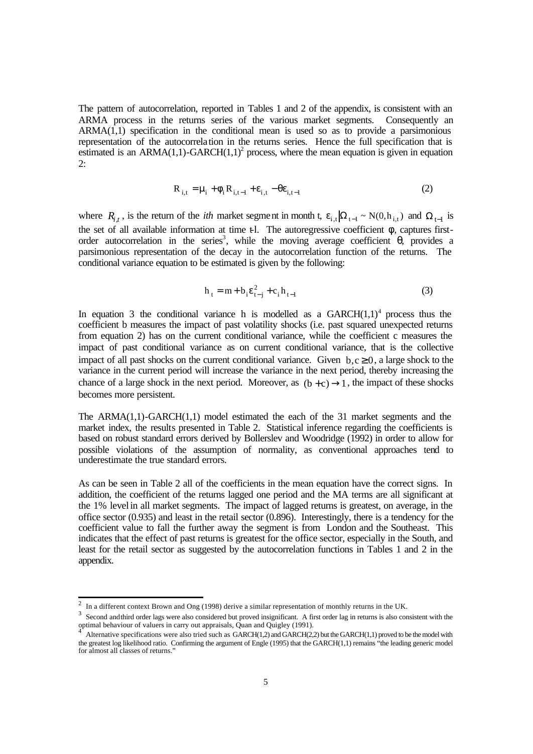The pattern of autocorrelation, reported in Tables 1 and 2 of the appendix, is consistent with an ARMA process in the returns series of the various market segments. Consequently an ARMA(1,1) specification in the conditional mean is used so as to provide a parsimonious representation of the autocorrelation in the returns series. Hence the full specification that is estimated is an ARMA(1,1)-GARCH(1,1)[2] process, where the mean equation is given in equation 2:

$$R_{i,t} = \mu_i + \phi_i R_{i,t-1} + \varepsilon_{i,t} - \theta\varepsilon_{i,t-1} \tag{2}$$

where $R_{i,t}$, is the return of the *ith* market segment in month t, $\varepsilon_{i,t}|\Omega_{t-1} \sim N(0, h_{i,t})$ and $\Omega_{t-1}$ is the set of all available information at time t-1. The autoregressive coefficient $\phi$, captures first-order autocorrelation in the series[3], while the moving average coefficient $\theta$, provides a parsimonious representation of the decay in the autocorrelation function of the returns. The conditional variance equation to be estimated is given by the following:

$$h_t = m + b_i\varepsilon_{t-j}^2 + c_i h_{t-1} \tag{3}$$

In equation 3 the conditional variance h is modelled as a GARCH(1,1)[4] process thus the coefficient b measures the impact of past volatility shocks (i.e. past squared unexpected returns from equation 2) has on the current conditional variance, while the coefficient c measures the impact of past conditional variance as on current conditional variance, that is the collective impact of all past shocks on the current conditional variance. Given $b, c \geq 0$, a large shock to the variance in the current period will increase the variance in the next period, thereby increasing the chance of a large shock in the next period. Moreover, as $(b + c) \rightarrow 1$, the impact of these shocks becomes more persistent.

The ARMA(1,1)-GARCH(1,1) model estimated the each of the 31 market segments and the market index, the results presented in Table 2. Statistical inference regarding the coefficients is based on robust standard errors derived by Bollerslev and Woodridge (1992) in order to allow for possible violations of the assumption of normality, as conventional approaches tend to underestimate the true standard errors.

As can be seen in Table 2 all of the coefficients in the mean equation have the correct signs. In addition, the coefficient of the returns lagged one period and the MA terms are all significant at the 1% level in all market segments. The impact of lagged returns is greatest, on average, in the office sector (0.935) and least in the retail sector (0.896). Interestingly, there is a tendency for the coefficient value to fall the further away the segment is from London and the Southeast. This indicates that the effect of past returns is greatest for the office sector, especially in the South, and least for the retail sector as suggested by the autocorrelation functions in Tables 1 and 2 in the appendix.

---

[2] In a different context Brown and Ong (1998) derive a similar representation of monthly returns in the UK.

[3] Second and third order lags were also considered but proved insignificant. A first order lag in returns is also consistent with the optimal behaviour of valuers in carry out appraisals, Quan and Quigley (1991).

[4] Alternative specifications were also tried such as GARCH(1,2) and GARCH(2,2) but the GARCH(1,1) proved to be the model with the greatest log likelihood ratio. Confirming the argument of Engle (1995) that the GARCH(1,1) remains "the leading generic model for almost all classes of returns."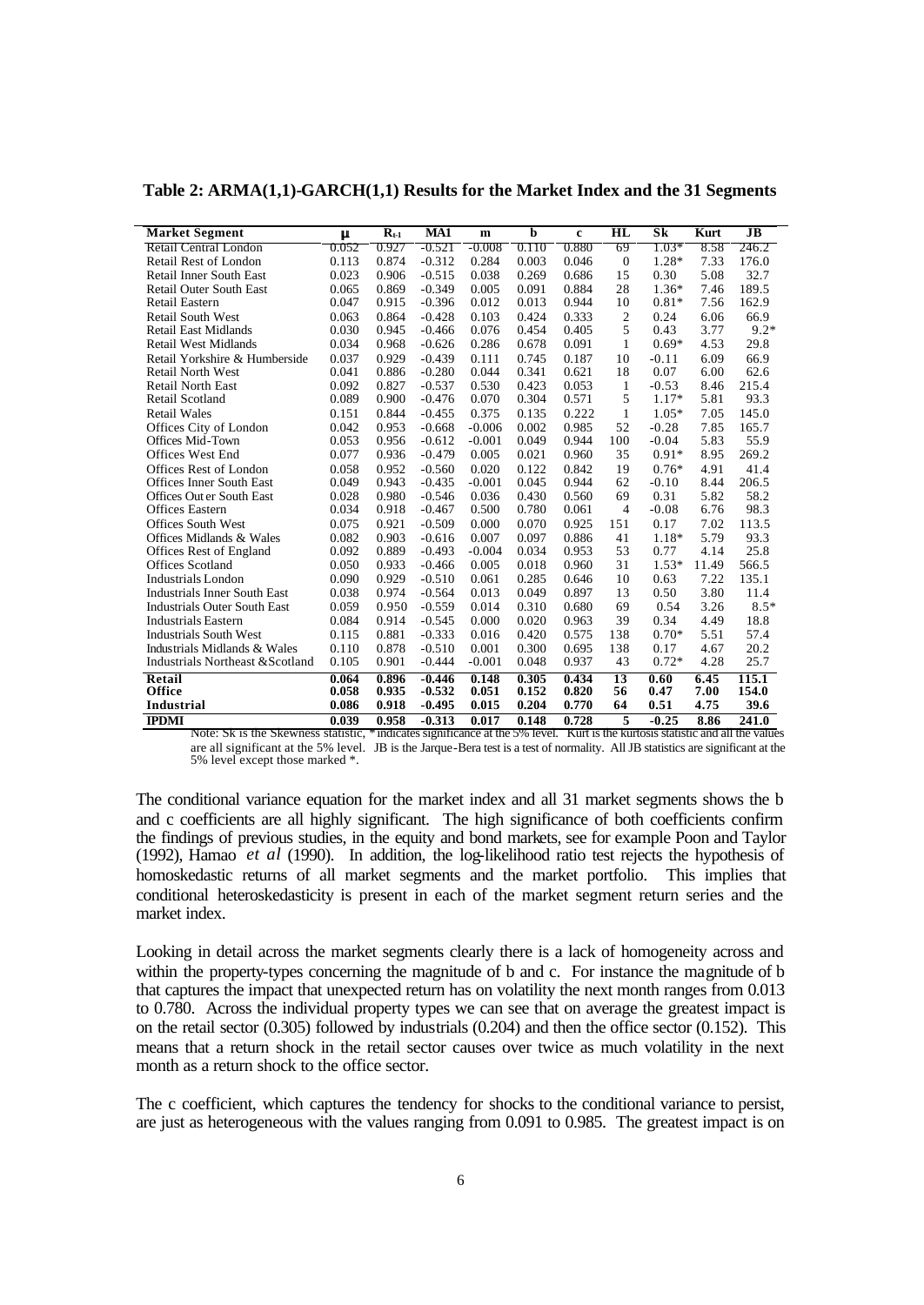**Table 2: ARMA(1,1)-GARCH(1,1) Results for the Market Index and the 31 Segments**

| Market Segment | μ | $R_{t-1}$ | MA1 | m | b | c | HL | Sk | Kurt | JB |
|---|---|---|---|---|---|---|---|---|---|---|
| Retail Central London | 0.052 | 0.927 | -0.521 | -0.008 | 0.110 | 0.880 | 69 | 1.03* | 8.58 | 246.2 |
| Retail Rest of London | 0.113 | 0.874 | -0.312 | 0.284 | 0.003 | 0.046 | 0 | 1.28* | 7.33 | 176.0 |
| Retail Inner South East | 0.023 | 0.906 | -0.515 | 0.038 | 0.269 | 0.686 | 15 | 0.30 | 5.08 | 32.7 |
| Retail Outer South East | 0.065 | 0.869 | -0.349 | 0.005 | 0.091 | 0.884 | 28 | 1.36* | 7.46 | 189.5 |
| Retail Eastern | 0.047 | 0.915 | -0.396 | 0.012 | 0.013 | 0.944 | 10 | 0.81* | 7.56 | 162.9 |
| Retail South West | 0.063 | 0.864 | -0.428 | 0.103 | 0.424 | 0.333 | 2 | 0.24 | 6.06 | 66.9 |
| Retail East Midlands | 0.030 | 0.945 | -0.466 | 0.076 | 0.454 | 0.405 | 5 | 0.43 | 3.77 | 9.2* |
| Retail West Midlands | 0.034 | 0.968 | -0.626 | 0.286 | 0.678 | 0.091 | 1 | 0.69* | 4.53 | 29.8 |
| Retail Yorkshire & Humberside | 0.037 | 0.929 | -0.439 | 0.111 | 0.745 | 0.187 | 10 | -0.11 | 6.09 | 66.9 |
| Retail North West | 0.041 | 0.886 | -0.280 | 0.044 | 0.341 | 0.621 | 18 | 0.07 | 6.00 | 62.6 |
| Retail North East | 0.092 | 0.827 | -0.537 | 0.530 | 0.423 | 0.053 | 1 | -0.53 | 8.46 | 215.4 |
| Retail Scotland | 0.089 | 0.900 | -0.476 | 0.070 | 0.304 | 0.571 | 5 | 1.17* | 5.81 | 93.3 |
| Retail Wales | 0.151 | 0.844 | -0.455 | 0.375 | 0.135 | 0.222 | 1 | 1.05* | 7.05 | 145.0 |
| Offices City of London | 0.042 | 0.953 | -0.668 | -0.006 | 0.002 | 0.985 | 52 | -0.28 | 7.85 | 165.7 |
| Offices Mid-Town | 0.053 | 0.956 | -0.612 | -0.001 | 0.049 | 0.944 | 100 | -0.04 | 5.83 | 55.9 |
| Offices West End | 0.077 | 0.936 | -0.479 | 0.005 | 0.021 | 0.960 | 35 | 0.91* | 8.95 | 269.2 |
| Offices Rest of London | 0.058 | 0.952 | -0.560 | 0.020 | 0.122 | 0.842 | 19 | 0.76* | 4.91 | 41.4 |
| Offices Inner South East | 0.049 | 0.943 | -0.435 | -0.001 | 0.045 | 0.944 | 62 | -0.10 | 8.44 | 206.5 |
| Offices Outer South East | 0.028 | 0.980 | -0.546 | 0.036 | 0.430 | 0.560 | 69 | 0.31 | 5.82 | 58.2 |
| Offices Eastern | 0.034 | 0.918 | -0.467 | 0.500 | 0.780 | 0.061 | 4 | -0.08 | 6.76 | 98.3 |
| Offices South West | 0.075 | 0.921 | -0.509 | 0.000 | 0.070 | 0.925 | 151 | 0.17 | 7.02 | 113.5 |
| Offices Midlands & Wales | 0.082 | 0.903 | -0.616 | 0.007 | 0.097 | 0.886 | 41 | 1.18* | 5.79 | 93.3 |
| Offices Rest of England | 0.092 | 0.889 | -0.493 | -0.004 | 0.034 | 0.953 | 53 | 0.77 | 4.14 | 25.8 |
| Offices Scotland | 0.050 | 0.933 | -0.466 | 0.005 | 0.018 | 0.960 | 31 | 1.53* | 11.49 | 566.5 |
| Industrials London | 0.090 | 0.929 | -0.510 | 0.061 | 0.285 | 0.646 | 10 | 0.63 | 7.22 | 135.1 |
| Industrials Inner South East | 0.038 | 0.974 | -0.564 | 0.013 | 0.049 | 0.897 | 13 | 0.50 | 3.80 | 11.4 |
| Industrials Outer South East | 0.059 | 0.950 | -0.559 | 0.014 | 0.310 | 0.680 | 69 | 0.54 | 3.26 | 8.5* |
| Industrials Eastern | 0.084 | 0.914 | -0.545 | 0.000 | 0.020 | 0.963 | 39 | 0.34 | 4.49 | 18.8 |
| Industrials South West | 0.115 | 0.881 | -0.333 | 0.016 | 0.420 | 0.575 | 138 | 0.70* | 5.51 | 57.4 |
| Industrials Midlands & Wales | 0.110 | 0.878 | -0.510 | 0.001 | 0.300 | 0.695 | 138 | 0.17 | 4.67 | 20.2 |
| Industrials Northeast & Scotland | 0.105 | 0.901 | -0.444 | -0.001 | 0.048 | 0.937 | 43 | 0.72* | 4.28 | 25.7 |
| **Retail** | **0.064** | **0.896** | **-0.446** | **0.148** | **0.305** | **0.434** | **13** | **0.60** | **6.45** | **115.1** |
| **Office** | **0.058** | **0.935** | **-0.532** | **0.051** | **0.152** | **0.820** | **56** | **0.47** | **7.00** | **154.0** |
| **Industrial** | **0.086** | **0.918** | **-0.495** | **0.015** | **0.204** | **0.770** | **64** | **0.51** | **4.75** | **39.6** |
| **IPDMI** | **0.039** | **0.958** | **-0.313** | **0.017** | **0.148** | **0.728** | **5** | **-0.25** | **8.86** | **241.0** |

Note: Sk is the Skewness statistic, * indicates significance at the 5% level. Kurt is the kurtosis statistic and all the values are all significant at the 5% level. JB is the Jarque-Bera test is a test of normality. All JB statistics are significant at the 5% level except those marked *.

The conditional variance equation for the market index and all 31 market segments shows the b and c coefficients are all highly significant. The high significance of both coefficients confirm the findings of previous studies, in the equity and bond markets, see for example Poon and Taylor (1992), Hamao *et al* (1990). In addition, the log-likelihood ratio test rejects the hypothesis of homoskedastic returns of all market segments and the market portfolio. This implies that conditional heteroskedasticity is present in each of the market segment return series and the market index.

Looking in detail across the market segments clearly there is a lack of homogeneity across and within the property-types concerning the magnitude of b and c. For instance the magnitude of b that captures the impact that unexpected return has on volatility the next month ranges from 0.013 to 0.780. Across the individual property types we can see that on average the greatest impact is on the retail sector (0.305) followed by industrials (0.204) and then the office sector (0.152). This means that a return shock in the retail sector causes over twice as much volatility in the next month as a return shock to the office sector.

The c coefficient, which captures the tendency for shocks to the conditional variance to persist, are just as heterogeneous with the values ranging from 0.091 to 0.985. The greatest impact is on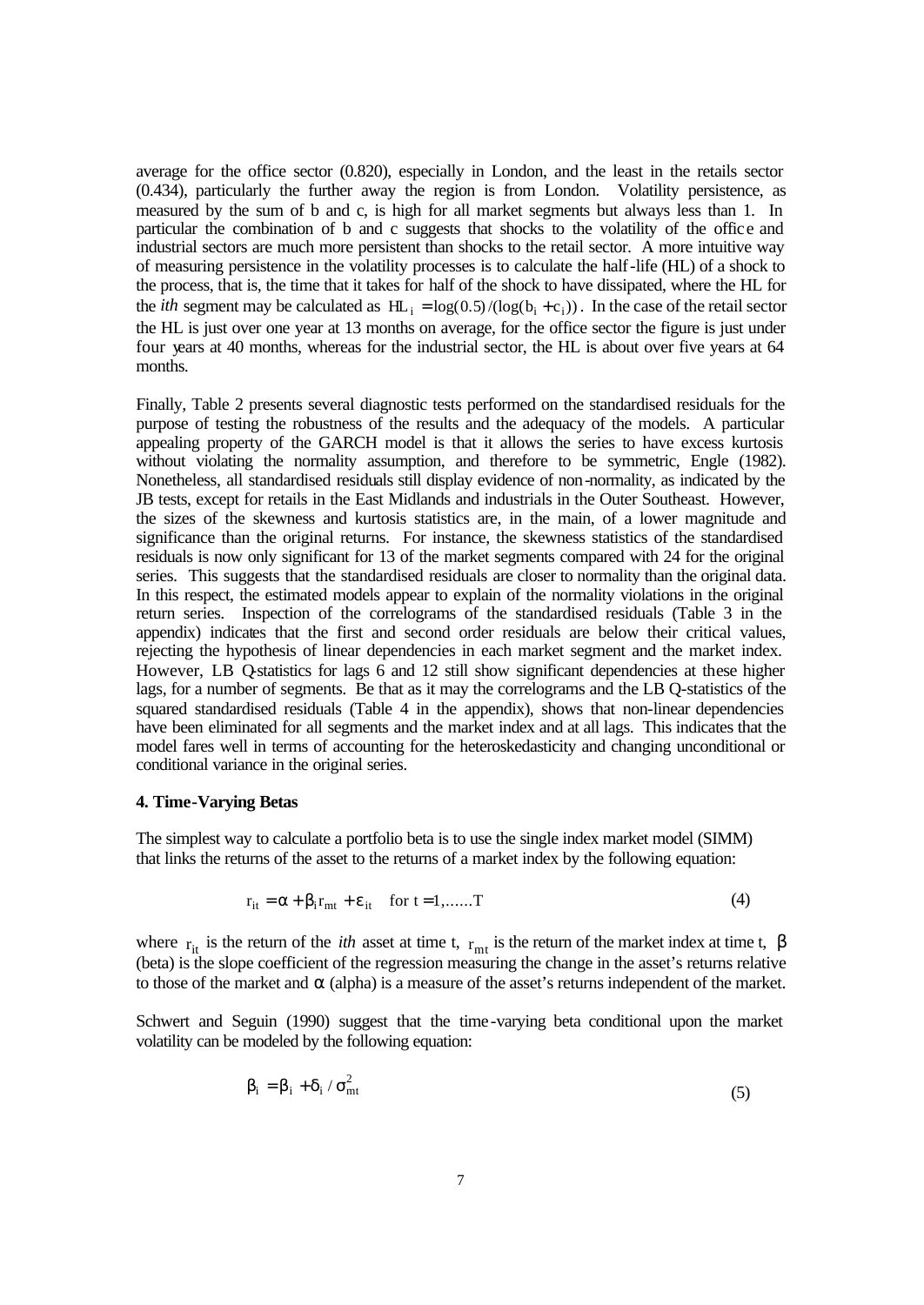average for the office sector (0.820), especially in London, and the least in the retails sector (0.434), particularly the further away the region is from London. Volatility persistence, as measured by the sum of b and c, is high for all market segments but always less than 1. In particular the combination of b and c suggests that shocks to the volatility of the office and industrial sectors are much more persistent than shocks to the retail sector. A more intuitive way of measuring persistence in the volatility processes is to calculate the half-life (HL) of a shock to the process, that is, the time that it takes for half of the shock to have dissipated, where the HL for the *ith* segment may be calculated as $HL_i = \log(0.5)/(\log(b_i + c_i))$. In the case of the retail sector the HL is just over one year at 13 months on average, for the office sector the figure is just under four years at 40 months, whereas for the industrial sector, the HL is about over five years at 64 months.

Finally, Table 2 presents several diagnostic tests performed on the standardised residuals for the purpose of testing the robustness of the results and the adequacy of the models. A particular appealing property of the GARCH model is that it allows the series to have excess kurtosis without violating the normality assumption, and therefore to be symmetric, Engle (1982). Nonetheless, all standardised residuals still display evidence of non-normality, as indicated by the JB tests, except for retails in the East Midlands and industrials in the Outer Southeast. However, the sizes of the skewness and kurtosis statistics are, in the main, of a lower magnitude and significance than the original returns. For instance, the skewness statistics of the standardised residuals is now only significant for 13 of the market segments compared with 24 for the original series. This suggests that the standardised residuals are closer to normality than the original data. In this respect, the estimated models appear to explain of the normality violations in the original return series. Inspection of the correlograms of the standardised residuals (Table 3 in the appendix) indicates that the first and second order residuals are below their critical values, rejecting the hypothesis of linear dependencies in each market segment and the market index. However, LB Q-statistics for lags 6 and 12 still show significant dependencies at these higher lags, for a number of segments. Be that as it may the correlograms and the LB Q-statistics of the squared standardised residuals (Table 4 in the appendix), shows that non-linear dependencies have been eliminated for all segments and the market index and at all lags. This indicates that the model fares well in terms of accounting for the heteroskedasticity and changing unconditional or conditional variance in the original series.

### 4. Time-Varying Betas

The simplest way to calculate a portfolio beta is to use the single index market model (SIMM) that links the returns of the asset to the returns of a market index by the following equation:

$$r_{it} = \alpha + \beta_i r_{mt} + \varepsilon_{it} \quad \text{for } t = 1, \ldots\ldots T \tag{4}$$

where $r_{it}$ is the return of the *ith* asset at time t, $r_{mt}$ is the return of the market index at time t, $\beta$ (beta) is the slope coefficient of the regression measuring the change in the asset's returns relative to those of the market and $\alpha$ (alpha) is a measure of the asset's returns independent of the market.

Schwert and Seguin (1990) suggest that the time-varying beta conditional upon the market volatility can be modeled by the following equation:

$$\beta_i = \beta_i + \delta_i / \sigma^2_{mt} \tag{5}$$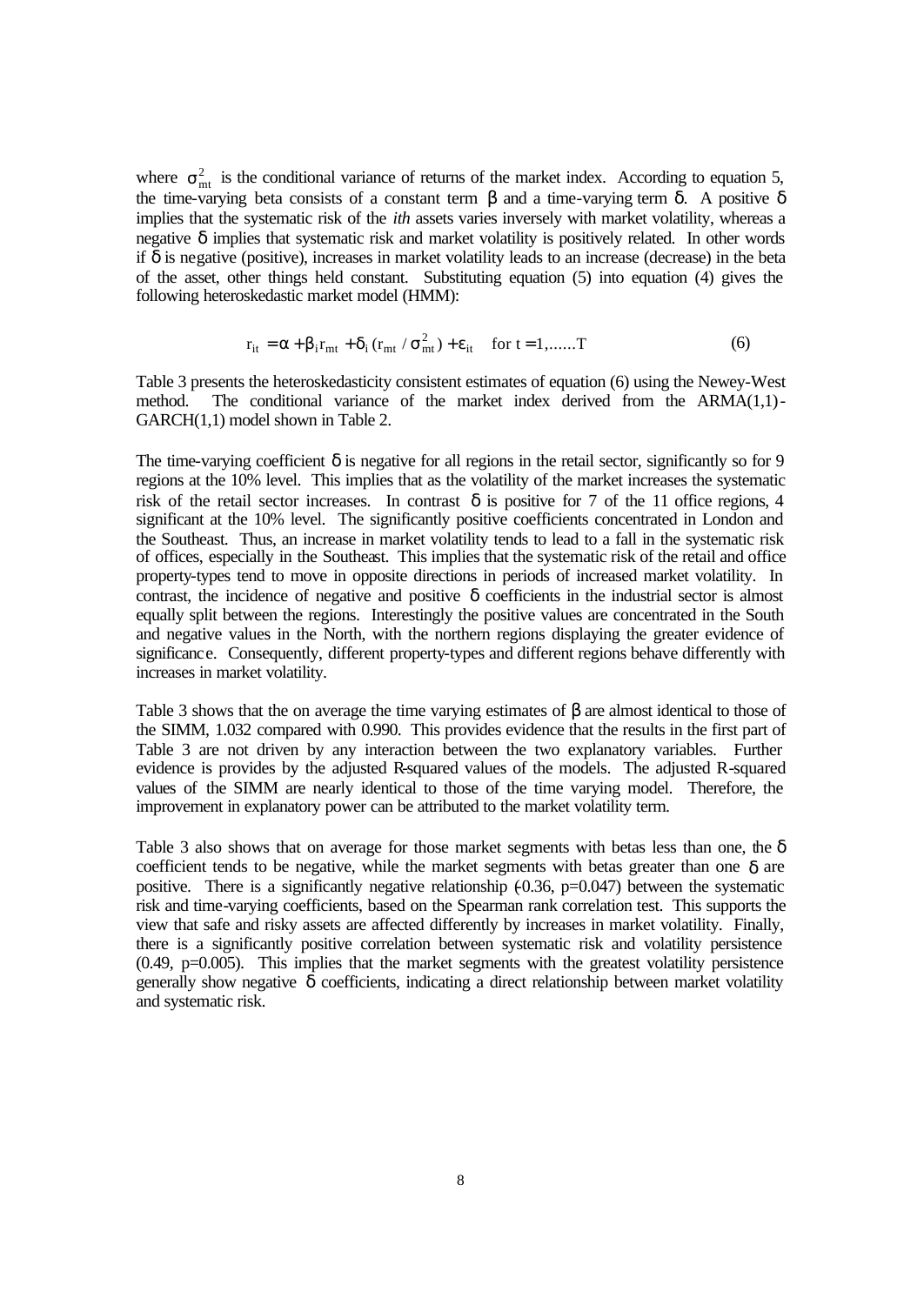where $\sigma^2_{mt}$ is the conditional variance of returns of the market index. According to equation 5, the time-varying beta consists of a constant term $\beta$ and a time-varying term $\delta$. A positive $\delta$ implies that the systematic risk of the *ith* assets varies inversely with market volatility, whereas a negative $\delta$ implies that systematic risk and market volatility is positively related. In other words if $\delta$ is negative (positive), increases in market volatility leads to an increase (decrease) in the beta of the asset, other things held constant. Substituting equation (5) into equation (4) gives the following heteroskedastic market model (HMM):

$$r_{it} = \alpha + \beta_i r_{mt} + \delta_i (r_{mt} / \sigma^2_{mt}) + \varepsilon_{it} \quad \text{for } t = 1,......T \qquad (6)$$

Table 3 presents the heteroskedasticity consistent estimates of equation (6) using the Newey-West method. The conditional variance of the market index derived from the ARMA(1,1)-GARCH(1,1) model shown in Table 2.

The time-varying coefficient $\delta$ is negative for all regions in the retail sector, significantly so for 9 regions at the 10% level. This implies that as the volatility of the market increases the systematic risk of the retail sector increases. In contrast $\delta$ is positive for 7 of the 11 office regions, 4 significant at the 10% level. The significantly positive coefficients concentrated in London and the Southeast. Thus, an increase in market volatility tends to lead to a fall in the systematic risk of offices, especially in the Southeast. This implies that the systematic risk of the retail and office property-types tend to move in opposite directions in periods of increased market volatility. In contrast, the incidence of negative and positive $\delta$ coefficients in the industrial sector is almost equally split between the regions. Interestingly the positive values are concentrated in the South and negative values in the North, with the northern regions displaying the greater evidence of significance. Consequently, different property-types and different regions behave differently with increases in market volatility.

Table 3 shows that the on average the time varying estimates of $\beta$ are almost identical to those of the SIMM, 1.032 compared with 0.990. This provides evidence that the results in the first part of Table 3 are not driven by any interaction between the two explanatory variables. Further evidence is provides by the adjusted R-squared values of the models. The adjusted R-squared values of the SIMM are nearly identical to those of the time varying model. Therefore, the improvement in explanatory power can be attributed to the market volatility term.

Table 3 also shows that on average for those market segments with betas less than one, the $\delta$ coefficient tends to be negative, while the market segments with betas greater than one $\delta$ are positive. There is a significantly negative relationship (-0.36, p=0.047) between the systematic risk and time-varying coefficients, based on the Spearman rank correlation test. This supports the view that safe and risky assets are affected differently by increases in market volatility. Finally, there is a significantly positive correlation between systematic risk and volatility persistence (0.49, p=0.005). This implies that the market segments with the greatest volatility persistence generally show negative $\delta$ coefficients, indicating a direct relationship between market volatility and systematic risk.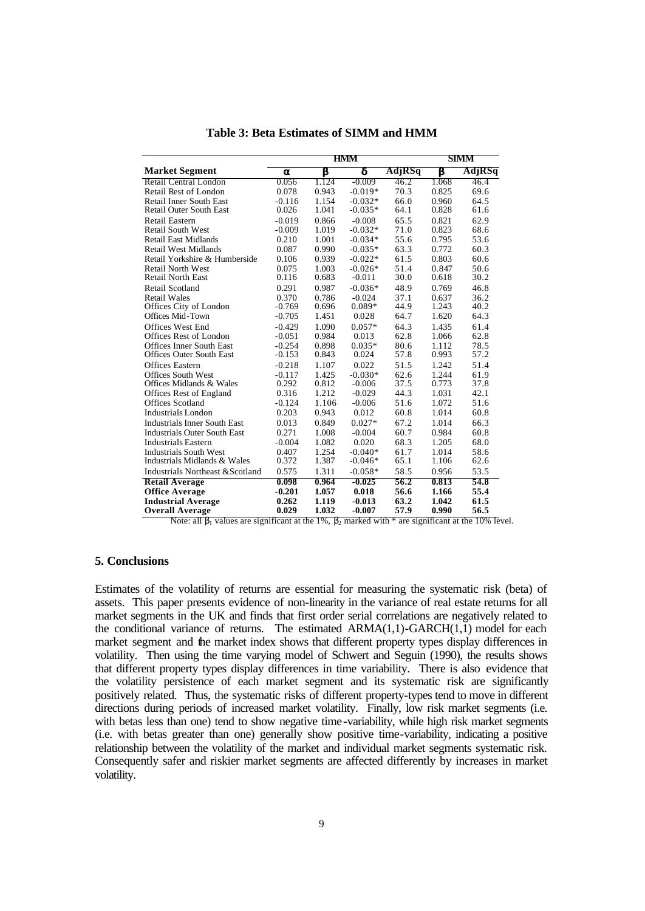**Table 3: Beta Estimates of SIMM and HMM**

| | HMM | | | | SIMM | |
|---|---|---|---|---|---|---|
| **Market Segment** | $\alpha$ | $\beta$ | $\delta$ | AdjRSq | $\beta$ | AdjRSq |
| Retail Central London | 0.056 | 1.124 | -0.009 | 46.2 | 1.068 | 46.4 |
| Retail Rest of London | 0.078 | 0.943 | -0.019* | 70.3 | 0.825 | 69.6 |
| Retail Inner South East | -0.116 | 1.154 | -0.032* | 66.0 | 0.960 | 64.5 |
| Retail Outer South East | 0.026 | 1.041 | -0.035* | 64.1 | 0.828 | 61.6 |
| Retail Eastern | -0.019 | 0.866 | -0.008 | 65.5 | 0.821 | 62.9 |
| Retail South West | -0.009 | 1.019 | -0.032* | 71.0 | 0.823 | 68.6 |
| Retail East Midlands | 0.210 | 1.001 | -0.034* | 55.6 | 0.795 | 53.6 |
| Retail West Midlands | 0.087 | 0.990 | -0.035* | 63.3 | 0.772 | 60.3 |
| Retail Yorkshire & Humberside | 0.106 | 0.939 | -0.022* | 61.5 | 0.803 | 60.6 |
| Retail North West | 0.075 | 1.003 | -0.026* | 51.4 | 0.847 | 50.6 |
| Retail North East | 0.116 | 0.683 | -0.011 | 30.0 | 0.618 | 30.2 |
| Retail Scotland | 0.291 | 0.987 | -0.036* | 48.9 | 0.769 | 46.8 |
| Retail Wales | 0.370 | 0.786 | -0.024 | 37.1 | 0.637 | 36.2 |
| Offices City of London | -0.769 | 0.696 | 0.089* | 44.9 | 1.243 | 40.2 |
| Offices Mid-Town | -0.705 | 1.451 | 0.028 | 64.7 | 1.620 | 64.3 |
| Offices West End | -0.429 | 1.090 | 0.057* | 64.3 | 1.435 | 61.4 |
| Offices Rest of London | -0.051 | 0.984 | 0.013 | 62.8 | 1.066 | 62.8 |
| Offices Inner South East | -0.254 | 0.898 | 0.035* | 80.6 | 1.112 | 78.5 |
| Offices Outer South East | -0.153 | 0.843 | 0.024 | 57.8 | 0.993 | 57.2 |
| Offices Eastern | -0.218 | 1.107 | 0.022 | 51.5 | 1.242 | 51.4 |
| Offices South West | -0.117 | 1.425 | -0.030* | 62.6 | 1.244 | 61.9 |
| Offices Midlands & Wales | 0.292 | 0.812 | -0.006 | 37.5 | 0.773 | 37.8 |
| Offices Rest of England | 0.316 | 1.212 | -0.029 | 44.3 | 1.031 | 42.1 |
| Offices Scotland | -0.124 | 1.106 | -0.006 | 51.6 | 1.072 | 51.6 |
| Industrials London | 0.203 | 0.943 | 0.012 | 60.8 | 1.014 | 60.8 |
| Industrials Inner South East | 0.013 | 0.849 | 0.027* | 67.2 | 1.014 | 66.3 |
| Industrials Outer South East | 0.271 | 1.008 | -0.004 | 60.7 | 0.984 | 60.8 |
| Industrials Eastern | -0.004 | 1.082 | 0.020 | 68.3 | 1.205 | 68.0 |
| Industrials South West | 0.407 | 1.254 | -0.040* | 61.7 | 1.014 | 58.6 |
| Industrials Midlands & Wales | 0.372 | 1.387 | -0.046* | 65.1 | 1.106 | 62.6 |
| Industrials Northeast & Scotland | 0.575 | 1.311 | -0.058* | 58.5 | 0.956 | 53.5 |
| **Retail Average** | **0.098** | **0.964** | **-0.025** | **56.2** | **0.813** | **54.8** |
| **Office Average** | **-0.201** | **1.057** | **0.018** | **56.6** | **1.166** | **55.4** |
| **Industrial Average** | **0.262** | **1.119** | **-0.013** | **63.2** | **1.042** | **61.5** |
| **Overall Average** | **0.029** | **1.032** | **-0.007** | **57.9** | **0.990** | **56.5** |

Note: all $\beta_1$ values are significant at the 1%, $\beta_2$ marked with * are significant at the 10% level.

## 5. Conclusions

Estimates of the volatility of returns are essential for measuring the systematic risk (beta) of assets. This paper presents evidence of non-linearity in the variance of real estate returns for all market segments in the UK and finds that first order serial correlations are negatively related to the conditional variance of returns. The estimated ARMA(1,1)-GARCH(1,1) model for each market segment and the market index shows that different property types display differences in volatility. Then using the time varying model of Schwert and Seguin (1990), the results shows that different property types display differences in time variability. There is also evidence that the volatility persistence of each market segment and its systematic risk are significantly positively related. Thus, the systematic risks of different property-types tend to move in different directions during periods of increased market volatility. Finally, low risk market segments (i.e. with betas less than one) tend to show negative time-variability, while high risk market segments (i.e. with betas greater than one) generally show positive time-variability, indicating a positive relationship between the volatility of the market and individual market segments systematic risk. Consequently safer and riskier market segments are affected differently by increases in market volatility.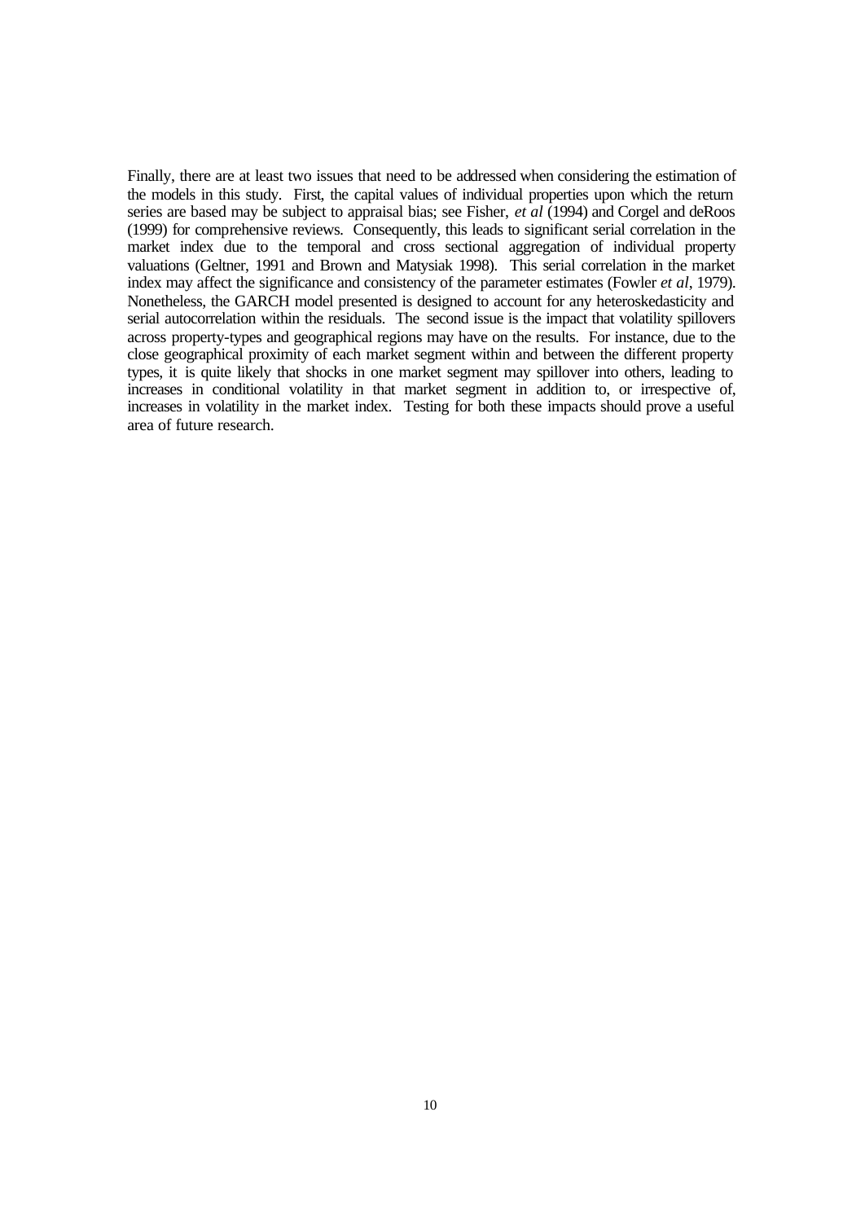Finally, there are at least two issues that need to be addressed when considering the estimation of the models in this study. First, the capital values of individual properties upon which the return series are based may be subject to appraisal bias; see Fisher, *et al* (1994) and Corgel and deRoos (1999) for comprehensive reviews. Consequently, this leads to significant serial correlation in the market index due to the temporal and cross sectional aggregation of individual property valuations (Geltner, 1991 and Brown and Matysiak 1998). This serial correlation in the market index may affect the significance and consistency of the parameter estimates (Fowler *et al*, 1979). Nonetheless, the GARCH model presented is designed to account for any heteroskedasticity and serial autocorrelation within the residuals. The second issue is the impact that volatility spillovers across property-types and geographical regions may have on the results. For instance, due to the close geographical proximity of each market segment within and between the different property types, it is quite likely that shocks in one market segment may spillover into others, leading to increases in conditional volatility in that market segment in addition to, or irrespective of, increases in volatility in the market index. Testing for both these impacts should prove a useful area of future research.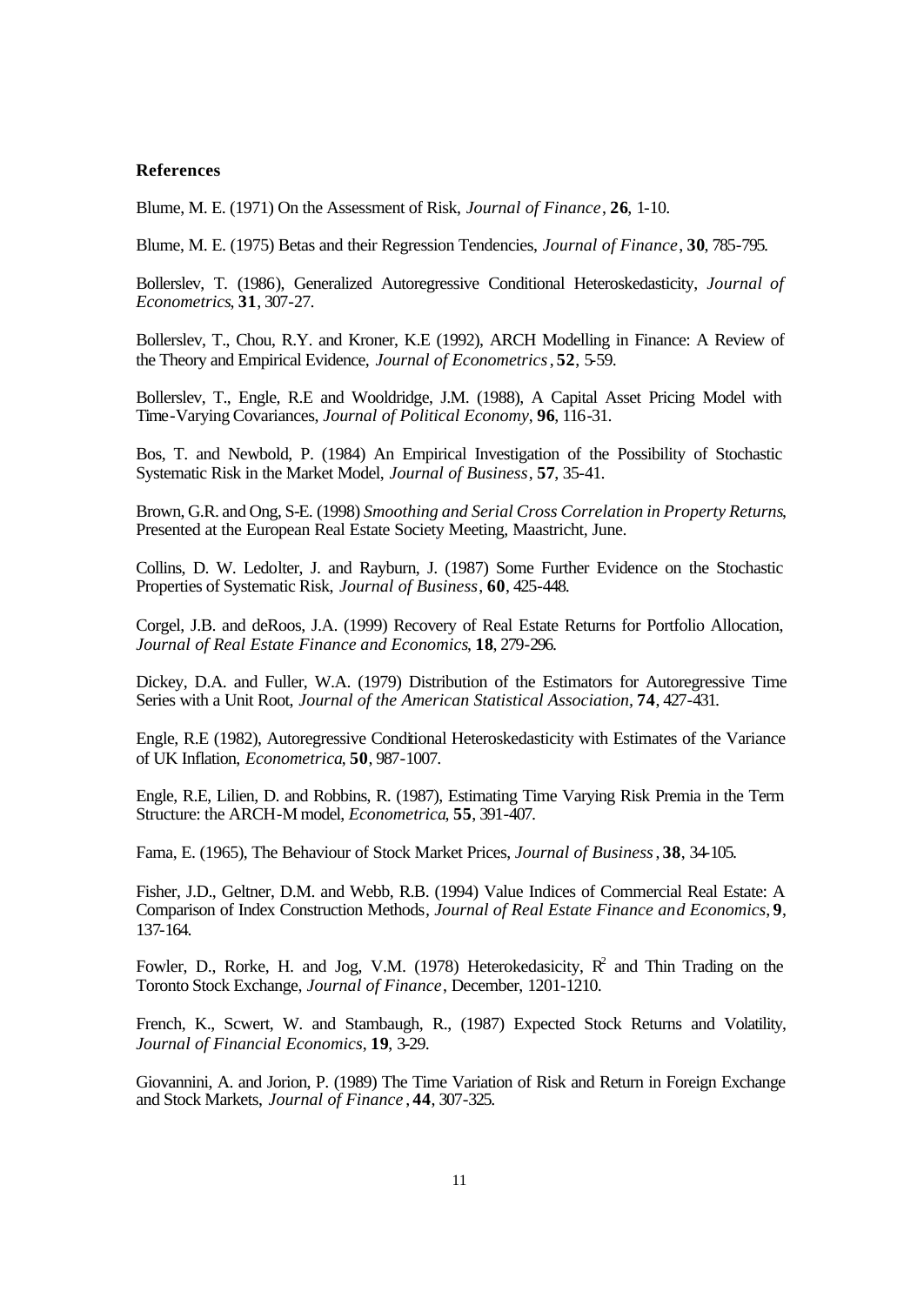**References**

Blume, M. E. (1971) On the Assessment of Risk, *Journal of Finance*, **26**, 1-10.

Blume, M. E. (1975) Betas and their Regression Tendencies, *Journal of Finance*, **30**, 785-795.

Bollerslev, T. (1986), Generalized Autoregressive Conditional Heteroskedasticity, *Journal of Econometrics*, **31**, 307-27.

Bollerslev, T., Chou, R.Y. and Kroner, K.E (1992), ARCH Modelling in Finance: A Review of the Theory and Empirical Evidence, *Journal of Econometrics*, **52**, 5-59.

Bollerslev, T., Engle, R.E and Wooldridge, J.M. (1988), A Capital Asset Pricing Model with Time-Varying Covariances, *Journal of Political Economy*, **96**, 116-31.

Bos, T. and Newbold, P. (1984) An Empirical Investigation of the Possibility of Stochastic Systematic Risk in the Market Model, *Journal of Business*, **57**, 35-41.

Brown, G.R. and Ong, S-E. (1998) *Smoothing and Serial Cross Correlation in Property Returns*, Presented at the European Real Estate Society Meeting, Maastricht, June.

Collins, D. W. Ledolter, J. and Rayburn, J. (1987) Some Further Evidence on the Stochastic Properties of Systematic Risk, *Journal of Business*, **60**, 425-448.

Corgel, J.B. and deRoos, J.A. (1999) Recovery of Real Estate Returns for Portfolio Allocation, *Journal of Real Estate Finance and Economics*, **18**, 279-296.

Dickey, D.A. and Fuller, W.A. (1979) Distribution of the Estimators for Autoregressive Time Series with a Unit Root, *Journal of the American Statistical Association*, **74**, 427-431.

Engle, R.E (1982), Autoregressive Conditional Heteroskedasticity with Estimates of the Variance of UK Inflation, *Econometrica*, **50**, 987-1007.

Engle, R.E, Lilien, D. and Robbins, R. (1987), Estimating Time Varying Risk Premia in the Term Structure: the ARCH-M model, *Econometrica*, **55**, 391-407.

Fama, E. (1965), The Behaviour of Stock Market Prices, *Journal of Business*, **38**, 34-105.

Fisher, J.D., Geltner, D.M. and Webb, R.B. (1994) Value Indices of Commercial Real Estate: A Comparison of Index Construction Methods, *Journal of Real Estate Finance and Economics*, **9**, 137-164.

Fowler, D., Rorke, H. and Jog, V.M. (1978) Heterokedasicity, $R^2$ and Thin Trading on the Toronto Stock Exchange, *Journal of Finance*, December, 1201-1210.

French, K., Scwert, W. and Stambaugh, R., (1987) Expected Stock Returns and Volatility, *Journal of Financial Economics*, **19**, 3-29.

Giovannini, A. and Jorion, P. (1989) The Time Variation of Risk and Return in Foreign Exchange and Stock Markets, *Journal of Finance*, **44**, 307-325.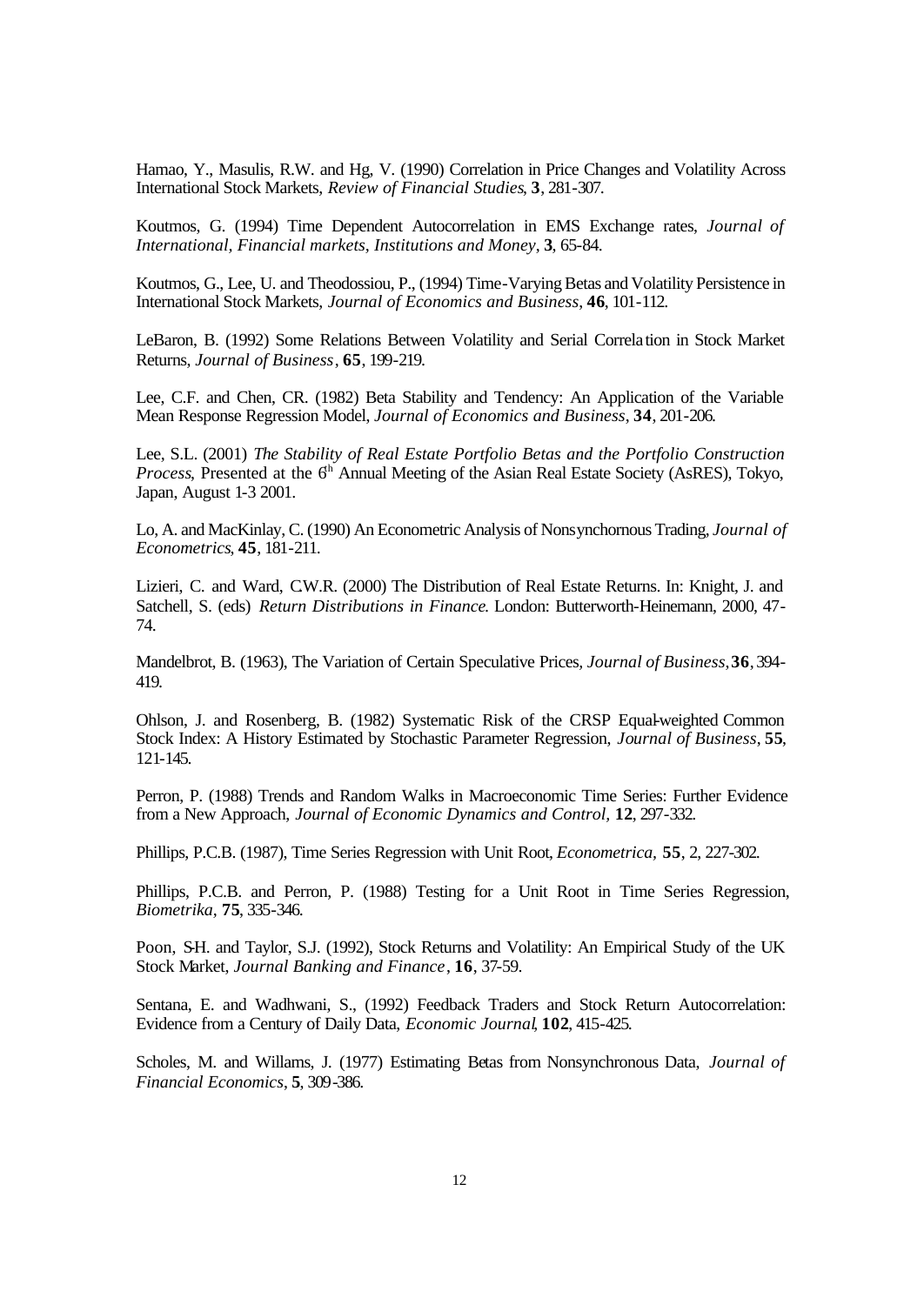Hamao, Y., Masulis, R.W. and Hg, V. (1990) Correlation in Price Changes and Volatility Across International Stock Markets, *Review of Financial Studies*, **3**, 281-307.

Koutmos, G. (1994) Time Dependent Autocorrelation in EMS Exchange rates, *Journal of International, Financial markets, Institutions and Money*, **3**, 65-84.

Koutmos, G., Lee, U. and Theodossiou, P., (1994) Time-Varying Betas and Volatility Persistence in International Stock Markets, *Journal of Economics and Business*, **46**, 101-112.

LeBaron, B. (1992) Some Relations Between Volatility and Serial Correla tion in Stock Market Returns, *Journal of Business*, **65**, 199-219.

Lee, C.F. and Chen, CR. (1982) Beta Stability and Tendency: An Application of the Variable Mean Response Regression Model, *Journal of Economics and Business*, **34**, 201-206.

Lee, S.L. (2001) *The Stability of Real Estate Portfolio Betas and the Portfolio Construction Process*, Presented at the 6th Annual Meeting of the Asian Real Estate Society (AsRES), Tokyo, Japan, August 1-3 2001.

Lo, A. and MacKinlay, C. (1990) An Econometric Analysis of Nonsynchornous Trading, *Journal of Econometrics*, **45**, 181-211.

Lizieri, C. and Ward, C.W.R. (2000) The Distribution of Real Estate Returns. In: Knight, J. and Satchell, S. (eds) *Return Distributions in Finance*. London: Butterworth-Heinemann, 2000, 47-74.

Mandelbrot, B. (1963), The Variation of Certain Speculative Prices, *Journal of Business*, **36**, 394-419.

Ohlson, J. and Rosenberg, B. (1982) Systematic Risk of the CRSP Equal-weighted Common Stock Index: A History Estimated by Stochastic Parameter Regression, *Journal of Business*, **55**, 121-145.

Perron, P. (1988) Trends and Random Walks in Macroeconomic Time Series: Further Evidence from a New Approach, *Journal of Economic Dynamics and Control*, **12**, 297-332.

Phillips, P.C.B. (1987), Time Series Regression with Unit Root, *Econometrica*, **55**, 2, 227-302.

Phillips, P.C.B. and Perron, P. (1988) Testing for a Unit Root in Time Series Regression, *Biometrika*, **75**, 335-346.

Poon, S-H. and Taylor, S.J. (1992), Stock Returns and Volatility: An Empirical Study of the UK Stock Market, *Journal Banking and Finance*, **16**, 37-59.

Sentana, E. and Wadhwani, S., (1992) Feedback Traders and Stock Return Autocorrelation: Evidence from a Century of Daily Data, *Economic Journal*, **102**, 415-425.

Scholes, M. and Willams, J. (1977) Estimating Betas from Nonsynchronous Data, *Journal of Financial Economics*, **5**, 309-386.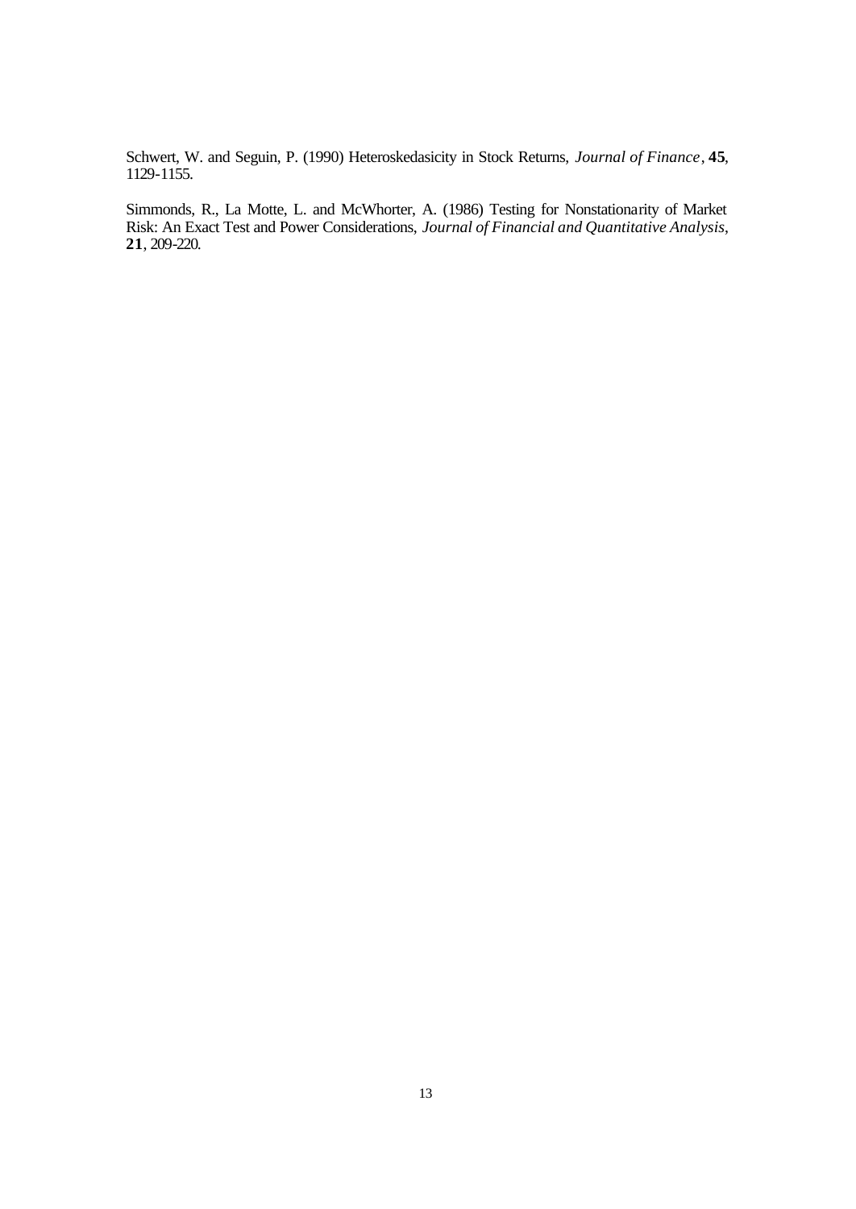Schwert, W. and Seguin, P. (1990) Heteroskedasicity in Stock Returns, *Journal of Finance*, **45**, 1129-1155.

Simmonds, R., La Motte, L. and McWhorter, A. (1986) Testing for Nonstationarity of Market Risk: An Exact Test and Power Considerations, *Journal of Financial and Quantitative Analysis*, **21**, 209-220.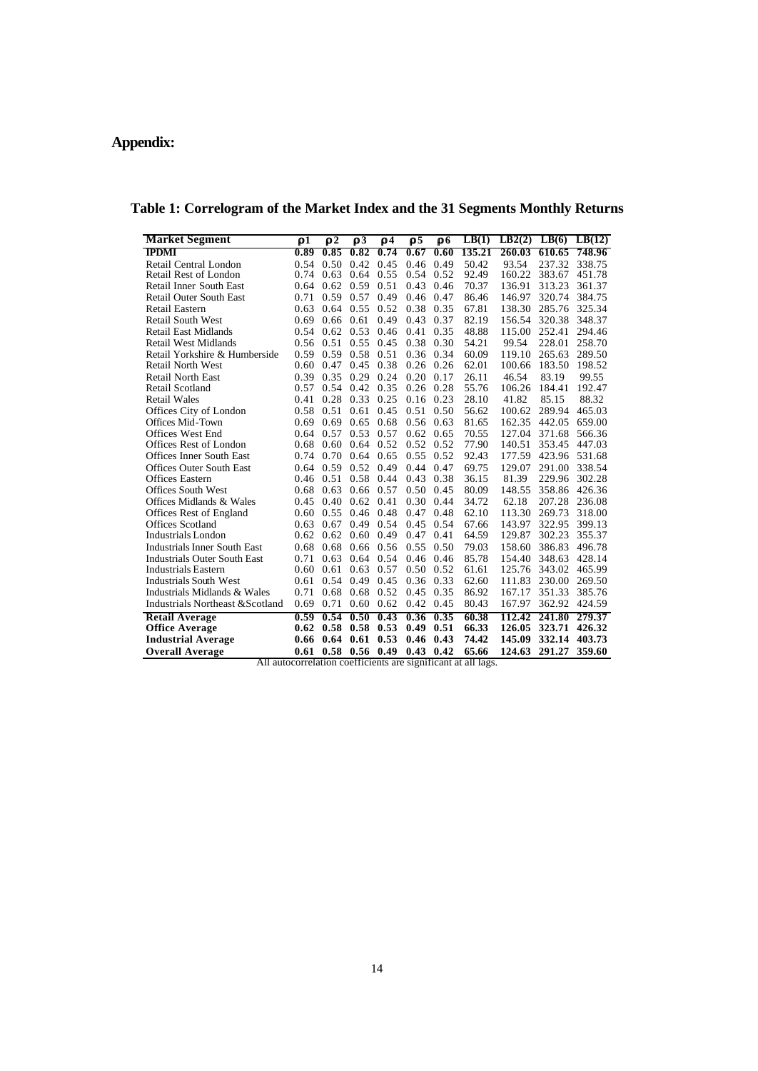# Appendix:

**Table 1: Correlogram of the Market Index and the 31 Segments Monthly Returns**

| Market Segment | $\rho 1$ | $\rho 2$ | $\rho 3$ | $\rho 4$ | $\rho 5$ | $\rho 6$ | LB(1) | LB2(2) | LB(6) | LB(12) |
|---|---|---|---|---|---|---|---|---|---|---|
| **IPDMI** | **0.89** | **0.85** | **0.82** | **0.74** | **0.67** | **0.60** | **135.21** | **260.03** | **610.65** | **748.96** |
| Retail Central London | 0.54 | 0.50 | 0.42 | 0.45 | 0.46 | 0.49 | 50.42 | 93.54 | 237.32 | 338.75 |
| Retail Rest of London | 0.74 | 0.63 | 0.64 | 0.55 | 0.54 | 0.52 | 92.49 | 160.22 | 383.67 | 451.78 |
| Retail Inner South East | 0.64 | 0.62 | 0.59 | 0.51 | 0.43 | 0.46 | 70.37 | 136.91 | 313.23 | 361.37 |
| Retail Outer South East | 0.71 | 0.59 | 0.57 | 0.49 | 0.46 | 0.47 | 86.46 | 146.97 | 320.74 | 384.75 |
| Retail Eastern | 0.63 | 0.64 | 0.55 | 0.52 | 0.38 | 0.35 | 67.81 | 138.30 | 285.76 | 325.34 |
| Retail South West | 0.69 | 0.66 | 0.61 | 0.49 | 0.43 | 0.37 | 82.19 | 156.54 | 320.38 | 348.37 |
| Retail East Midlands | 0.54 | 0.62 | 0.53 | 0.46 | 0.41 | 0.35 | 48.88 | 115.00 | 252.41 | 294.46 |
| Retail West Midlands | 0.56 | 0.51 | 0.55 | 0.45 | 0.38 | 0.30 | 54.21 | 99.54 | 228.01 | 258.70 |
| Retail Yorkshire & Humberside | 0.59 | 0.59 | 0.58 | 0.51 | 0.36 | 0.34 | 60.09 | 119.10 | 265.63 | 289.50 |
| Retail North West | 0.60 | 0.47 | 0.45 | 0.38 | 0.26 | 0.26 | 62.01 | 100.66 | 183.50 | 198.52 |
| Retail North East | 0.39 | 0.35 | 0.29 | 0.24 | 0.20 | 0.17 | 26.11 | 46.54 | 83.19 | 99.55 |
| Retail Scotland | 0.57 | 0.54 | 0.42 | 0.35 | 0.26 | 0.28 | 55.76 | 106.26 | 184.41 | 192.47 |
| Retail Wales | 0.41 | 0.28 | 0.33 | 0.25 | 0.16 | 0.23 | 28.10 | 41.82 | 85.15 | 88.32 |
| Offices City of London | 0.58 | 0.51 | 0.61 | 0.45 | 0.51 | 0.50 | 56.62 | 100.62 | 289.94 | 465.03 |
| Offices Mid-Town | 0.69 | 0.69 | 0.65 | 0.68 | 0.56 | 0.63 | 81.65 | 162.35 | 442.05 | 659.00 |
| Offices West End | 0.64 | 0.57 | 0.53 | 0.57 | 0.62 | 0.65 | 70.55 | 127.04 | 371.68 | 566.36 |
| Offices Rest of London | 0.68 | 0.60 | 0.64 | 0.52 | 0.52 | 0.52 | 77.90 | 140.51 | 353.45 | 447.03 |
| Offices Inner South East | 0.74 | 0.70 | 0.64 | 0.65 | 0.55 | 0.52 | 92.43 | 177.59 | 423.96 | 531.68 |
| Offices Outer South East | 0.64 | 0.59 | 0.52 | 0.49 | 0.44 | 0.47 | 69.75 | 129.07 | 291.00 | 338.54 |
| Offices Eastern | 0.46 | 0.51 | 0.58 | 0.44 | 0.43 | 0.38 | 36.15 | 81.39 | 229.96 | 302.28 |
| Offices South West | 0.68 | 0.63 | 0.66 | 0.57 | 0.50 | 0.45 | 80.09 | 148.55 | 358.86 | 426.36 |
| Offices Midlands & Wales | 0.45 | 0.40 | 0.62 | 0.41 | 0.30 | 0.44 | 34.72 | 62.18 | 207.28 | 236.08 |
| Offices Rest of England | 0.60 | 0.55 | 0.46 | 0.48 | 0.47 | 0.48 | 62.10 | 113.30 | 269.73 | 318.00 |
| Offices Scotland | 0.63 | 0.67 | 0.49 | 0.54 | 0.45 | 0.54 | 67.66 | 143.97 | 322.95 | 399.13 |
| Industrials London | 0.62 | 0.62 | 0.60 | 0.49 | 0.47 | 0.41 | 64.59 | 129.87 | 302.23 | 355.37 |
| Industrials Inner South East | 0.68 | 0.68 | 0.66 | 0.56 | 0.55 | 0.50 | 79.03 | 158.60 | 386.83 | 496.78 |
| Industrials Outer South East | 0.71 | 0.63 | 0.64 | 0.54 | 0.46 | 0.46 | 85.78 | 154.40 | 348.63 | 428.14 |
| Industrials Eastern | 0.60 | 0.61 | 0.63 | 0.57 | 0.50 | 0.52 | 61.61 | 125.76 | 343.02 | 465.99 |
| Industrials South West | 0.61 | 0.54 | 0.49 | 0.45 | 0.36 | 0.33 | 62.60 | 111.83 | 230.00 | 269.50 |
| Industrials Midlands & Wales | 0.71 | 0.68 | 0.68 | 0.52 | 0.45 | 0.35 | 86.92 | 167.17 | 351.33 | 385.76 |
| Industrials Northeast &Scotland | 0.69 | 0.71 | 0.60 | 0.62 | 0.42 | 0.45 | 80.43 | 167.97 | 362.92 | 424.59 |
| **Retail Average** | **0.59** | **0.54** | **0.50** | **0.43** | **0.36** | **0.35** | **60.38** | **112.42** | **241.80** | **279.37** |
| **Office Average** | **0.62** | **0.58** | **0.58** | **0.53** | **0.49** | **0.51** | **66.33** | **126.05** | **323.71** | **426.32** |
| **Industrial Average** | **0.66** | **0.64** | **0.61** | **0.53** | **0.46** | **0.43** | **74.42** | **145.09** | **332.14** | **403.73** |
| **Overall Average** | **0.61** | **0.58** | **0.56** | **0.49** | **0.43** | **0.42** | **65.66** | **124.63** | **291.27** | **359.60** |

All autocorrelation coefficients are significant at all lags.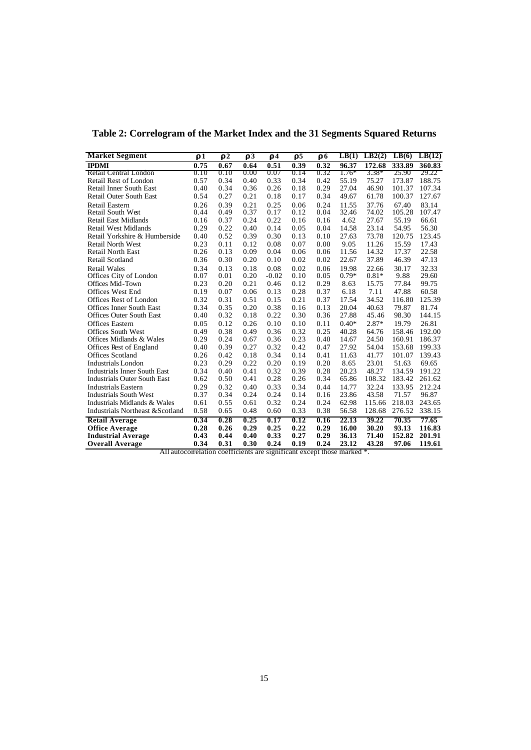**Table 2: Correlogram of the Market Index and the 31 Segments Squared Returns**

| Market Segment | $\rho 1$ | $\rho 2$ | $\rho 3$ | $\rho 4$ | $\rho 5$ | $\rho 6$ | LB(1) | LB2(2) | LB(6) | LB(12) |
|---|---|---|---|---|---|---|---|---|---|---|
| **IPDMI** | **0.75** | **0.67** | **0.64** | **0.51** | **0.39** | **0.32** | **96.37** | **172.68** | **333.89** | **360.83** |
| Retail Central London | 0.10 | 0.10 | 0.00 | 0.07 | 0.14 | 0.32 | 1.76* | 3.38* | 25.90 | 29.22 |
| Retail Rest of London | 0.57 | 0.34 | 0.40 | 0.33 | 0.34 | 0.42 | 55.19 | 75.27 | 173.87 | 188.75 |
| Retail Inner South East | 0.40 | 0.34 | 0.36 | 0.26 | 0.18 | 0.29 | 27.04 | 46.90 | 101.37 | 107.34 |
| Retail Outer South East | 0.54 | 0.27 | 0.21 | 0.18 | 0.17 | 0.34 | 49.67 | 61.78 | 100.37 | 127.67 |
| Retail Eastern | 0.26 | 0.39 | 0.21 | 0.25 | 0.06 | 0.24 | 11.55 | 37.76 | 67.40 | 83.14 |
| Retail South West | 0.44 | 0.49 | 0.37 | 0.17 | 0.12 | 0.04 | 32.46 | 74.02 | 105.28 | 107.47 |
| Retail East Midlands | 0.16 | 0.37 | 0.24 | 0.22 | 0.16 | 0.16 | 4.62 | 27.67 | 55.19 | 66.61 |
| Retail West Midlands | 0.29 | 0.22 | 0.40 | 0.14 | 0.05 | 0.04 | 14.58 | 23.14 | 54.95 | 56.30 |
| Retail Yorkshire & Humberside | 0.40 | 0.52 | 0.39 | 0.30 | 0.13 | 0.10 | 27.63 | 73.78 | 120.75 | 123.45 |
| Retail North West | 0.23 | 0.11 | 0.12 | 0.08 | 0.07 | 0.00 | 9.05 | 11.26 | 15.59 | 17.43 |
| Retail North East | 0.26 | 0.13 | 0.09 | 0.04 | 0.06 | 0.06 | 11.56 | 14.32 | 17.37 | 22.58 |
| Retail Scotland | 0.36 | 0.30 | 0.20 | 0.10 | 0.02 | 0.02 | 22.67 | 37.89 | 46.39 | 47.13 |
| Retail Wales | 0.34 | 0.13 | 0.18 | 0.08 | 0.02 | 0.06 | 19.98 | 22.66 | 30.17 | 32.33 |
| Offices City of London | 0.07 | 0.01 | 0.20 | -0.02 | 0.10 | 0.05 | 0.79* | 0.81* | 9.88 | 29.60 |
| Offices Mid-Town | 0.23 | 0.20 | 0.21 | 0.46 | 0.12 | 0.29 | 8.63 | 15.75 | 77.84 | 99.75 |
| Offices West End | 0.19 | 0.07 | 0.06 | 0.13 | 0.28 | 0.37 | 6.18 | 7.11 | 47.88 | 60.58 |
| Offices Rest of London | 0.32 | 0.31 | 0.51 | 0.15 | 0.21 | 0.37 | 17.54 | 34.52 | 116.80 | 125.39 |
| Offices Inner South East | 0.34 | 0.35 | 0.20 | 0.38 | 0.16 | 0.13 | 20.04 | 40.63 | 79.87 | 81.74 |
| Offices Outer South East | 0.40 | 0.32 | 0.18 | 0.22 | 0.30 | 0.36 | 27.88 | 45.46 | 98.30 | 144.15 |
| Offices Eastern | 0.05 | 0.12 | 0.26 | 0.10 | 0.10 | 0.11 | 0.40* | 2.87* | 19.79 | 26.81 |
| Offices South West | 0.49 | 0.38 | 0.49 | 0.36 | 0.32 | 0.25 | 40.28 | 64.76 | 158.46 | 192.00 |
| Offices Midlands & Wales | 0.29 | 0.24 | 0.67 | 0.36 | 0.23 | 0.40 | 14.67 | 24.50 | 160.91 | 186.37 |
| Offices Rest of England | 0.40 | 0.39 | 0.27 | 0.32 | 0.42 | 0.47 | 27.92 | 54.04 | 153.68 | 199.33 |
| Offices Scotland | 0.26 | 0.42 | 0.18 | 0.34 | 0.14 | 0.41 | 11.63 | 41.77 | 101.07 | 139.43 |
| Industrials London | 0.23 | 0.29 | 0.22 | 0.20 | 0.19 | 0.20 | 8.65 | 23.01 | 51.63 | 69.65 |
| Industrials Inner South East | 0.34 | 0.40 | 0.41 | 0.32 | 0.39 | 0.28 | 20.23 | 48.27 | 134.59 | 191.22 |
| Industrials Outer South East | 0.62 | 0.50 | 0.41 | 0.28 | 0.26 | 0.34 | 65.86 | 108.32 | 183.42 | 261.62 |
| Industrials Eastern | 0.29 | 0.32 | 0.40 | 0.33 | 0.34 | 0.44 | 14.77 | 32.24 | 133.95 | 212.24 |
| Industrials South West | 0.37 | 0.34 | 0.24 | 0.24 | 0.14 | 0.16 | 23.86 | 43.58 | 71.57 | 96.87 |
| Industrials Midlands & Wales | 0.61 | 0.55 | 0.61 | 0.32 | 0.24 | 0.24 | 62.98 | 115.66 | 218.03 | 243.65 |
| Industrials Northeast & Scotland | 0.58 | 0.65 | 0.48 | 0.60 | 0.33 | 0.38 | 56.58 | 128.68 | 276.52 | 338.15 |
| **Retail Average** | **0.34** | **0.28** | **0.25** | **0.17** | **0.12** | **0.16** | **22.13** | **39.22** | **70.35** | **77.65** |
| **Office Average** | **0.28** | **0.26** | **0.29** | **0.25** | **0.22** | **0.29** | **16.00** | **30.20** | **93.13** | **116.83** |
| **Industrial Average** | **0.43** | **0.44** | **0.40** | **0.33** | **0.27** | **0.29** | **36.13** | **71.40** | **152.82** | **201.91** |
| **Overall Average** | **0.34** | **0.31** | **0.30** | **0.24** | **0.19** | **0.24** | **23.12** | **43.28** | **97.06** | **119.61** |

All autocorrelation coefficients are significant except those marked *.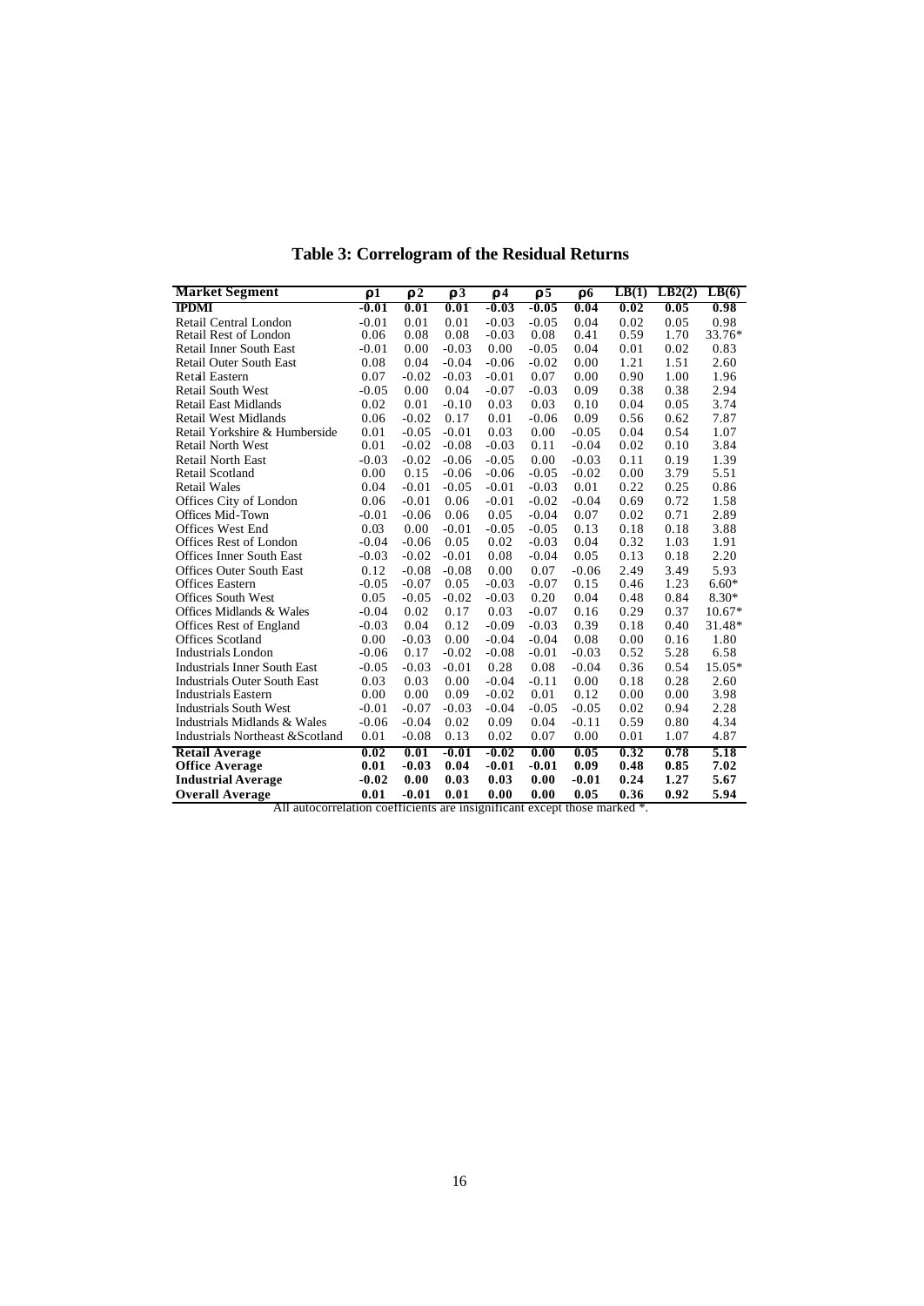# Table 3: Correlogram of the Residual Returns

| Market Segment | $\rho 1$ | $\rho 2$ | $\rho 3$ | $\rho 4$ | $\rho 5$ | $\rho 6$ | LB(1) | LB2(2) | LB(6) |
|---|---|---|---|---|---|---|---|---|---|
| **IPDMI** | **-0.01** | **0.01** | **0.01** | **-0.03** | **-0.05** | **0.04** | **0.02** | **0.05** | **0.98** |
| Retail Central London | -0.01 | 0.01 | 0.01 | -0.03 | -0.05 | 0.04 | 0.02 | 0.05 | 0.98 |
| Retail Rest of London | 0.06 | 0.08 | 0.08 | -0.03 | 0.08 | 0.41 | 0.59 | 1.70 | 33.76* |
| Retail Inner South East | -0.01 | 0.00 | -0.03 | 0.00 | -0.05 | 0.04 | 0.01 | 0.02 | 0.83 |
| Retail Outer South East | 0.08 | 0.04 | -0.04 | -0.06 | -0.02 | 0.00 | 1.21 | 1.51 | 2.60 |
| Retail Eastern | 0.07 | -0.02 | -0.03 | -0.01 | 0.07 | 0.00 | 0.90 | 1.00 | 1.96 |
| Retail South West | -0.05 | 0.00 | 0.04 | -0.07 | -0.03 | 0.09 | 0.38 | 0.38 | 2.94 |
| Retail East Midlands | 0.02 | 0.01 | -0.10 | 0.03 | 0.03 | 0.10 | 0.04 | 0.05 | 3.74 |
| Retail West Midlands | 0.06 | -0.02 | 0.17 | 0.01 | -0.06 | 0.09 | 0.56 | 0.62 | 7.87 |
| Retail Yorkshire & Humberside | 0.01 | -0.05 | -0.01 | 0.03 | 0.00 | -0.05 | 0.04 | 0.54 | 1.07 |
| Retail North West | 0.01 | -0.02 | -0.08 | -0.03 | 0.11 | -0.04 | 0.02 | 0.10 | 3.84 |
| Retail North East | -0.03 | -0.02 | -0.06 | -0.05 | 0.00 | -0.03 | 0.11 | 0.19 | 1.39 |
| Retail Scotland | 0.00 | 0.15 | -0.06 | -0.06 | -0.05 | -0.02 | 0.00 | 3.79 | 5.51 |
| Retail Wales | 0.04 | -0.01 | -0.05 | -0.01 | -0.03 | 0.01 | 0.22 | 0.25 | 0.86 |
| Offices City of London | 0.06 | -0.01 | 0.06 | -0.01 | -0.02 | -0.04 | 0.69 | 0.72 | 1.58 |
| Offices Mid-Town | -0.01 | -0.06 | 0.06 | 0.05 | -0.04 | 0.07 | 0.02 | 0.71 | 2.89 |
| Offices West End | 0.03 | 0.00 | -0.01 | -0.05 | -0.05 | 0.13 | 0.18 | 0.18 | 3.88 |
| Offices Rest of London | -0.04 | -0.06 | 0.05 | 0.02 | -0.03 | 0.04 | 0.32 | 1.03 | 1.91 |
| Offices Inner South East | -0.03 | -0.02 | -0.01 | 0.08 | -0.04 | 0.05 | 0.13 | 0.18 | 2.20 |
| Offices Outer South East | 0.12 | -0.08 | -0.08 | 0.00 | 0.07 | -0.06 | 2.49 | 3.49 | 5.93 |
| Offices Eastern | -0.05 | -0.07 | 0.05 | -0.03 | -0.07 | 0.15 | 0.46 | 1.23 | 6.60* |
| Offices South West | 0.05 | -0.05 | -0.02 | -0.03 | 0.20 | 0.04 | 0.48 | 0.84 | 8.30* |
| Offices Midlands & Wales | -0.04 | 0.02 | 0.17 | 0.03 | -0.07 | 0.16 | 0.29 | 0.37 | 10.67* |
| Offices Rest of England | -0.03 | 0.04 | 0.12 | -0.09 | -0.03 | 0.39 | 0.18 | 0.40 | 31.48* |
| Offices Scotland | 0.00 | -0.03 | 0.00 | -0.04 | -0.04 | 0.08 | 0.00 | 0.16 | 1.80 |
| Industrials London | -0.06 | 0.17 | -0.02 | -0.08 | -0.01 | -0.03 | 0.52 | 5.28 | 6.58 |
| Industrials Inner South East | -0.05 | -0.03 | -0.01 | 0.28 | 0.08 | -0.04 | 0.36 | 0.54 | 15.05* |
| Industrials Outer South East | 0.03 | 0.03 | 0.00 | -0.04 | -0.11 | 0.00 | 0.18 | 0.28 | 2.60 |
| Industrials Eastern | 0.00 | 0.00 | 0.09 | -0.02 | 0.01 | 0.12 | 0.00 | 0.00 | 3.98 |
| Industrials South West | -0.01 | -0.07 | -0.03 | -0.04 | -0.05 | -0.05 | 0.02 | 0.94 | 2.28 |
| Industrials Midlands & Wales | -0.06 | -0.04 | 0.02 | 0.09 | 0.04 | -0.11 | 0.59 | 0.80 | 4.34 |
| Industrials Northeast & Scotland | 0.01 | -0.08 | 0.13 | 0.02 | 0.07 | 0.00 | 0.01 | 1.07 | 4.87 |
| **Retail Average** | **0.02** | **0.01** | **-0.01** | **-0.02** | **0.00** | **0.05** | **0.32** | **0.78** | **5.18** |
| **Office Average** | **0.01** | **-0.03** | **0.04** | **-0.01** | **-0.01** | **0.09** | **0.48** | **0.85** | **7.02** |
| **Industrial Average** | **-0.02** | **0.00** | **0.03** | **0.03** | **0.00** | **-0.01** | **0.24** | **1.27** | **5.67** |
| **Overall Average** | **0.01** | **-0.01** | **0.01** | **0.00** | **0.00** | **0.05** | **0.36** | **0.92** | **5.94** |

All autocorrelation coefficients are insignificant except those marked *.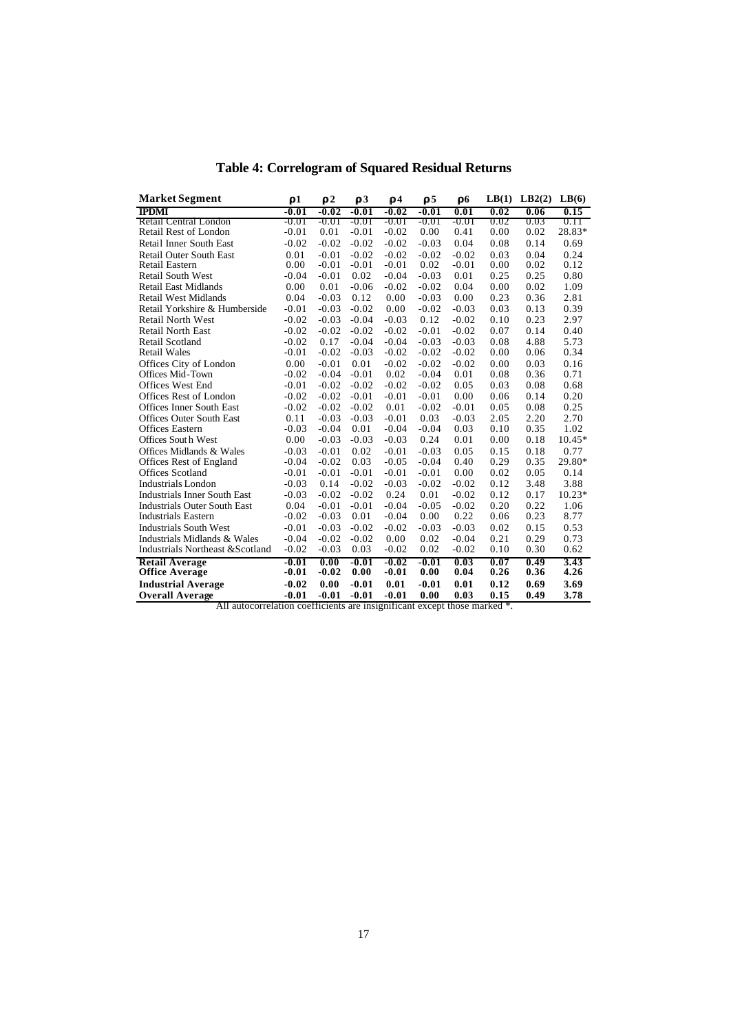## Table 4: Correlogram of Squared Residual Returns

| Market Segment | ρ1 | ρ2 | ρ3 | ρ4 | ρ5 | ρ6 | LB(1) | LB2(2) | LB(6) |
|---|---|---|---|---|---|---|---|---|---|
| **IPDMI** | **-0.01** | **-0.02** | **-0.01** | **-0.02** | **-0.01** | **0.01** | **0.02** | **0.06** | **0.15** |
| Retail Central London | -0.01 | -0.01 | -0.01 | -0.01 | -0.01 | -0.01 | 0.02 | 0.03 | 0.11 |
| Retail Rest of London | -0.01 | 0.01 | -0.01 | -0.02 | 0.00 | 0.41 | 0.00 | 0.02 | 28.83* |
| Retail Inner South East | -0.02 | -0.02 | -0.02 | -0.02 | -0.03 | 0.04 | 0.08 | 0.14 | 0.69 |
| Retail Outer South East | 0.01 | -0.01 | -0.02 | -0.02 | -0.02 | -0.02 | 0.03 | 0.04 | 0.24 |
| Retail Eastern | 0.00 | -0.01 | -0.01 | -0.01 | 0.02 | -0.01 | 0.00 | 0.02 | 0.12 |
| Retail South West | -0.04 | -0.01 | 0.02 | -0.04 | -0.03 | 0.01 | 0.25 | 0.25 | 0.80 |
| Retail East Midlands | 0.00 | 0.01 | -0.06 | -0.02 | -0.02 | 0.04 | 0.00 | 0.02 | 1.09 |
| Retail West Midlands | 0.04 | -0.03 | 0.12 | 0.00 | -0.03 | 0.00 | 0.23 | 0.36 | 2.81 |
| Retail Yorkshire & Humberside | -0.01 | -0.03 | -0.02 | 0.00 | -0.02 | -0.03 | 0.03 | 0.13 | 0.39 |
| Retail North West | -0.02 | -0.03 | -0.04 | -0.03 | 0.12 | -0.02 | 0.10 | 0.23 | 2.97 |
| Retail North East | -0.02 | -0.02 | -0.02 | -0.02 | -0.01 | -0.02 | 0.07 | 0.14 | 0.40 |
| Retail Scotland | -0.02 | 0.17 | -0.04 | -0.04 | -0.03 | -0.03 | 0.08 | 4.88 | 5.73 |
| Retail Wales | -0.01 | -0.02 | -0.03 | -0.02 | -0.02 | -0.02 | 0.00 | 0.06 | 0.34 |
| Offices City of London | 0.00 | -0.01 | 0.01 | -0.02 | -0.02 | -0.02 | 0.00 | 0.03 | 0.16 |
| Offices Mid-Town | -0.02 | -0.04 | -0.01 | 0.02 | -0.04 | 0.01 | 0.08 | 0.36 | 0.71 |
| Offices West End | -0.01 | -0.02 | -0.02 | -0.02 | -0.02 | 0.05 | 0.03 | 0.08 | 0.68 |
| Offices Rest of London | -0.02 | -0.02 | -0.01 | -0.01 | -0.01 | 0.00 | 0.06 | 0.14 | 0.20 |
| Offices Inner South East | -0.02 | -0.02 | -0.02 | 0.01 | -0.02 | -0.01 | 0.05 | 0.08 | 0.25 |
| Offices Outer South East | 0.11 | -0.03 | -0.03 | -0.01 | 0.03 | -0.03 | 2.05 | 2.20 | 2.70 |
| Offices Eastern | -0.03 | -0.04 | 0.01 | -0.04 | -0.04 | 0.03 | 0.10 | 0.35 | 1.02 |
| Offices South West | 0.00 | -0.03 | -0.03 | -0.03 | 0.24 | 0.01 | 0.00 | 0.18 | 10.45* |
| Offices Midlands & Wales | -0.03 | -0.01 | 0.02 | -0.01 | -0.03 | 0.05 | 0.15 | 0.18 | 0.77 |
| Offices Rest of England | -0.04 | -0.02 | 0.03 | -0.05 | -0.04 | 0.40 | 0.29 | 0.35 | 29.80* |
| Offices Scotland | -0.01 | -0.01 | -0.01 | -0.01 | -0.01 | 0.00 | 0.02 | 0.05 | 0.14 |
| Industrials London | -0.03 | 0.14 | -0.02 | -0.03 | -0.02 | -0.02 | 0.12 | 3.48 | 3.88 |
| Industrials Inner South East | -0.03 | -0.02 | -0.02 | 0.24 | 0.01 | -0.02 | 0.12 | 0.17 | 10.23* |
| Industrials Outer South East | 0.04 | -0.01 | -0.01 | -0.04 | -0.05 | -0.02 | 0.20 | 0.22 | 1.06 |
| Industrials Eastern | -0.02 | -0.03 | 0.01 | -0.04 | 0.00 | 0.22 | 0.06 | 0.23 | 8.77 |
| Industrials South West | -0.01 | -0.03 | -0.02 | -0.02 | -0.03 | -0.03 | 0.02 | 0.15 | 0.53 |
| Industrials Midlands & Wales | -0.04 | -0.02 | -0.02 | 0.00 | 0.02 | -0.04 | 0.21 | 0.29 | 0.73 |
| Industrials Northeast &Scotland | -0.02 | -0.03 | 0.03 | -0.02 | 0.02 | -0.02 | 0.10 | 0.30 | 0.62 |
| **Retail Average** | **-0.01** | **0.00** | **-0.01** | **-0.02** | **-0.01** | **0.03** | **0.07** | **0.49** | **3.43** |
| **Office Average** | **-0.01** | **-0.02** | **0.00** | **-0.01** | **0.00** | **0.04** | **0.26** | **0.36** | **4.26** |
| **Industrial Average** | **-0.02** | **0.00** | **-0.01** | **0.01** | **-0.01** | **0.01** | **0.12** | **0.69** | **3.69** |
| **Overall Average** | **-0.01** | **-0.01** | **-0.01** | **-0.01** | **0.00** | **0.03** | **0.15** | **0.49** | **3.78** |

All autocorrelation coefficients are insignificant except those marked *.